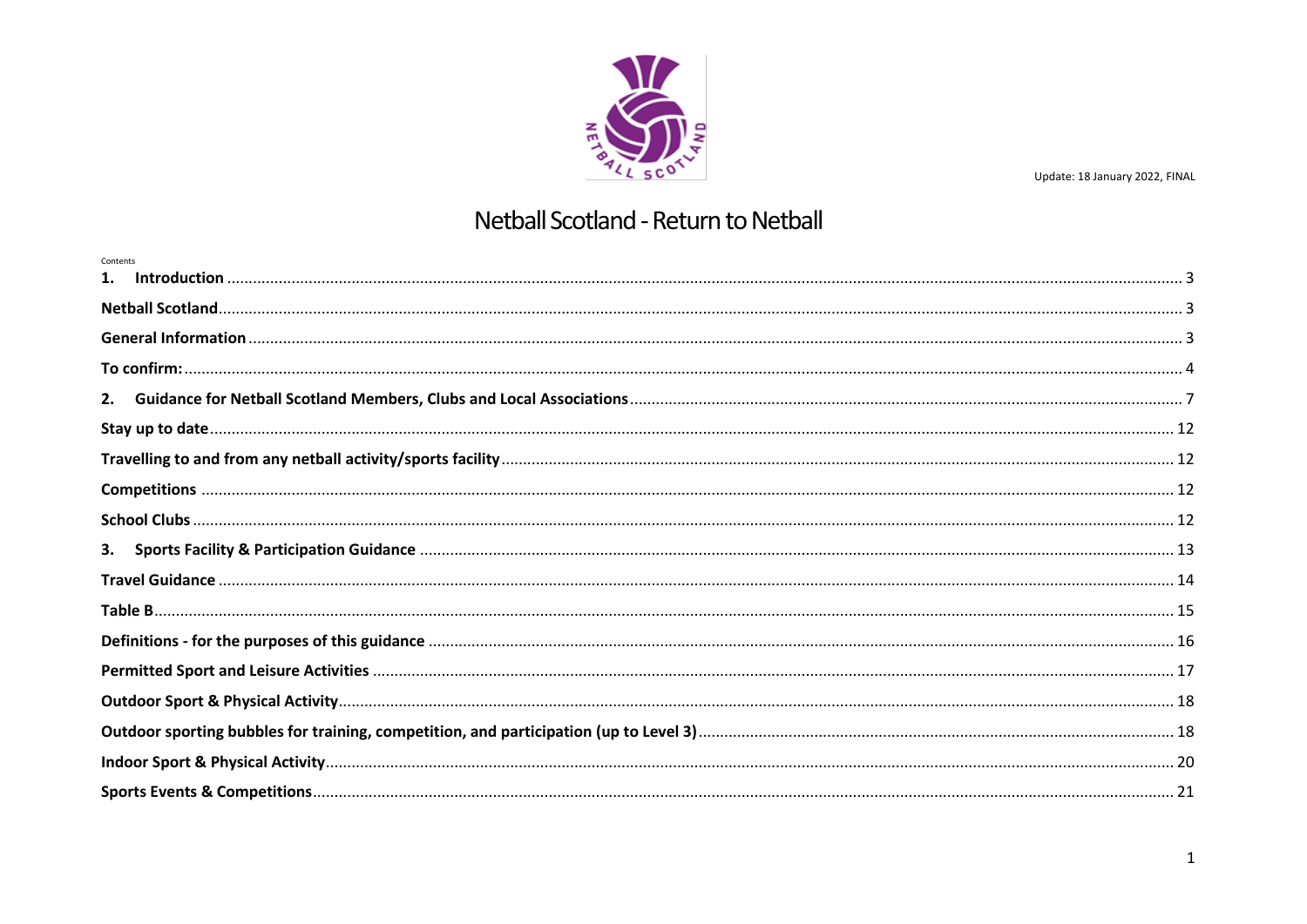Update: 18 January 2022, FINAL

# Netball Scotland - Return to Netball

Contents

1. **Introduction** ..... 3

**Netball Scotland** ..... 3

**General Information** ..... 3

**To confirm:** ..... 4

2. **Guidance for Netball Scotland Members, Clubs and Local Associations** ..... 7

**Stay up to date** ..... 12

**Travelling to and from any netball activity/sports facility** ..... 12

**Competitions** ..... 12

**School Clubs** ..... 12

3. **Sports Facility & Participation Guidance** ..... 13

**Travel Guidance** ..... 14

**Table B** ..... 15

**Definitions - for the purposes of this guidance** ..... 16

**Permitted Sport and Leisure Activities** ..... 17

**Outdoor Sport & Physical Activity** ..... 18

**Outdoor sporting bubbles for training, competition, and participation (up to Level 3)** ..... 18

**Indoor Sport & Physical Activity** ..... 20

**Sports Events & Competitions** ..... 21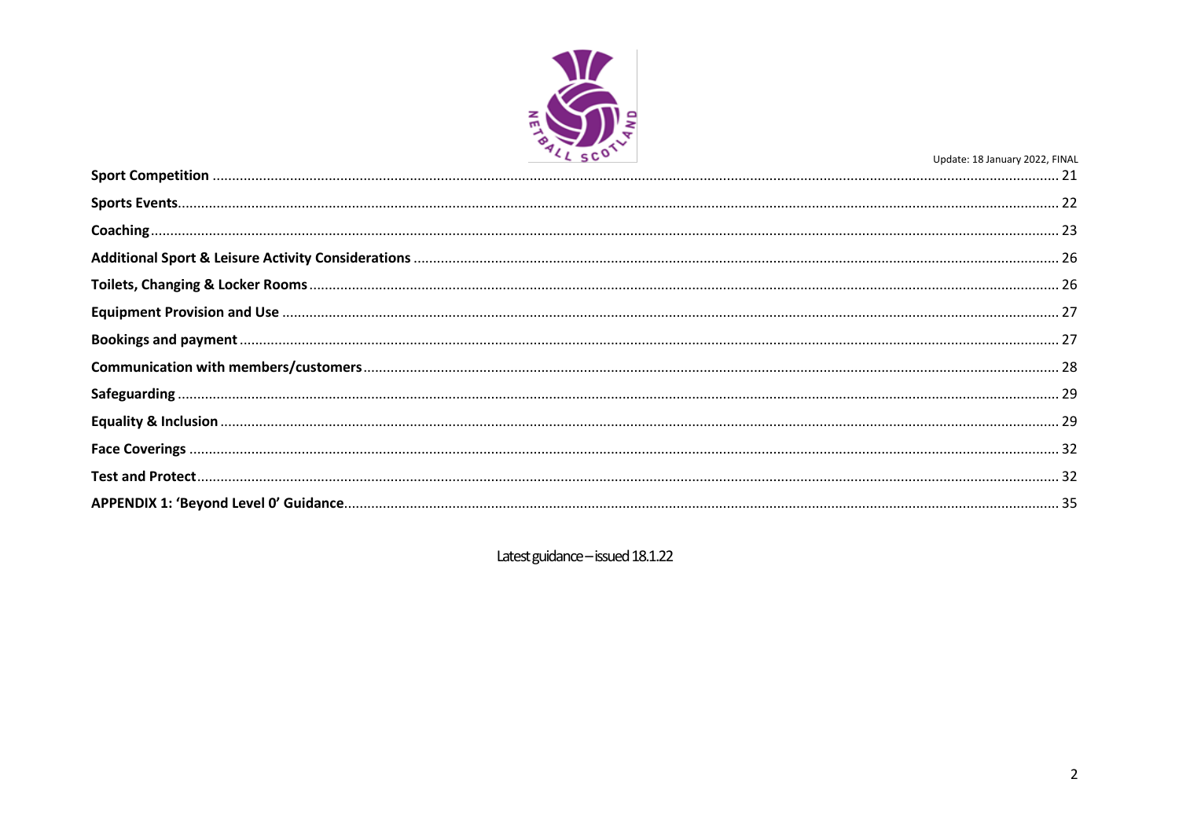**Sport Competition** ........................................................................ 21

**Sports Events**........................................................................ 22

**Coaching**........................................................................ 23

**Additional Sport & Leisure Activity Considerations** ........................................................................ 26

**Toilets, Changing & Locker Rooms**........................................................................ 26

**Equipment Provision and Use** ........................................................................ 27

**Bookings and payment**........................................................................ 27

**Communication with members/customers**........................................................................ 28

**Safeguarding** ........................................................................ 29

**Equality & Inclusion** ........................................................................ 29

**Face Coverings** ........................................................................ 32

**Test and Protect**........................................................................ 32

**APPENDIX 1: 'Beyond Level 0' Guidance**........................................................................ 35

Latest guidance – issued 18.1.22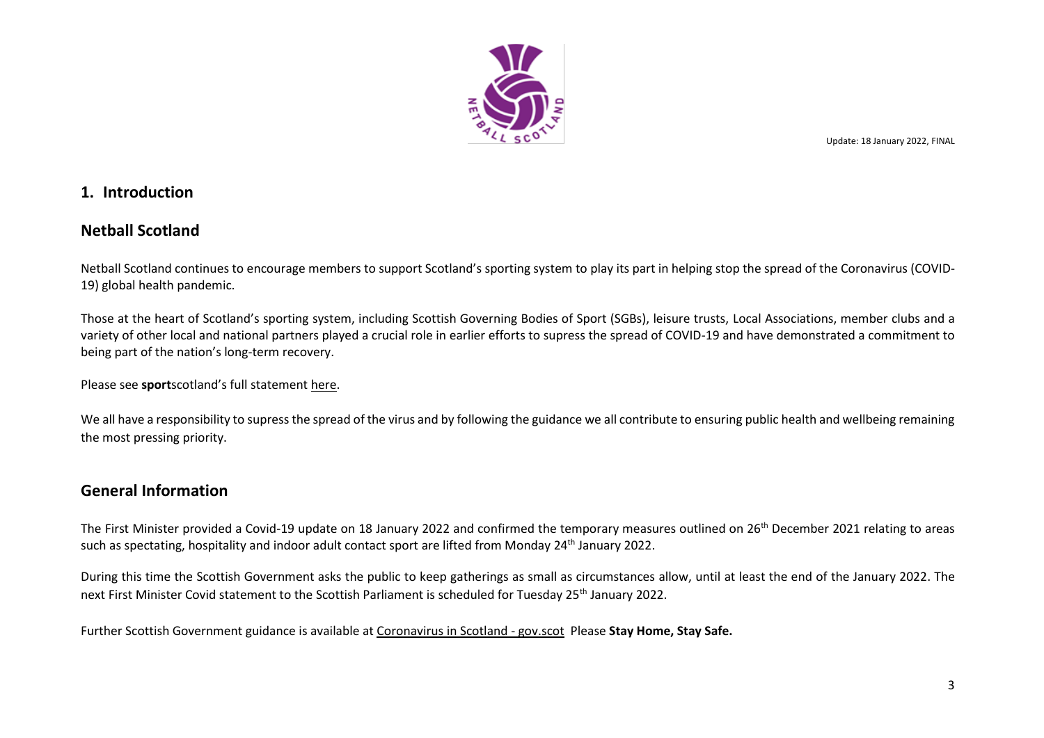Update: 18 January 2022, FINAL

## 1. Introduction

## Netball Scotland

Netball Scotland continues to encourage members to support Scotland's sporting system to play its part in helping stop the spread of the Coronavirus (COVID-19) global health pandemic.

Those at the heart of Scotland's sporting system, including Scottish Governing Bodies of Sport (SGBs), leisure trusts, Local Associations, member clubs and a variety of other local and national partners played a crucial role in earlier efforts to supress the spread of COVID-19 and have demonstrated a commitment to being part of the nation's long-term recovery.

Please see **sport**scotland's full statement here.

We all have a responsibility to supress the spread of the virus and by following the guidance we all contribute to ensuring public health and wellbeing remaining the most pressing priority.

## General Information

The First Minister provided a Covid-19 update on 18 January 2022 and confirmed the temporary measures outlined on 26th December 2021 relating to areas such as spectating, hospitality and indoor adult contact sport are lifted from Monday 24th January 2022.

During this time the Scottish Government asks the public to keep gatherings as small as circumstances allow, until at least the end of the January 2022. The next First Minister Covid statement to the Scottish Parliament is scheduled for Tuesday 25th January 2022.

Further Scottish Government guidance is available at Coronavirus in Scotland - gov.scot Please **Stay Home, Stay Safe.**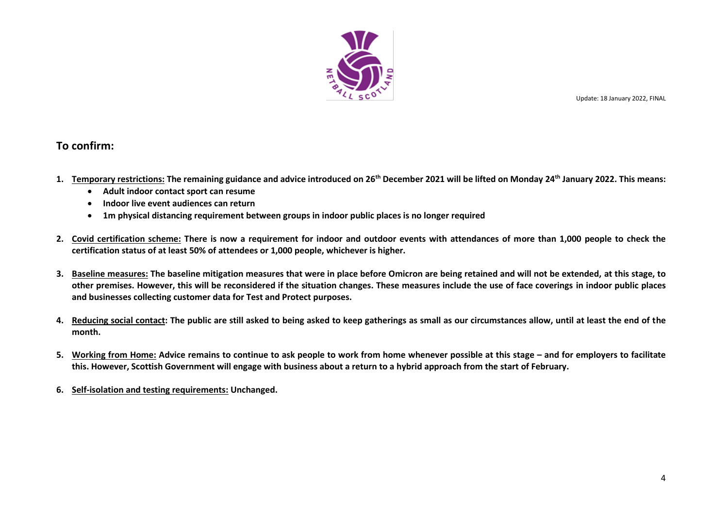Update: 18 January 2022, FINAL

## To confirm:

1. **Temporary restrictions: The remaining guidance and advice introduced on 26th December 2021 will be lifted on Monday 24th January 2022. This means:**
   - **Adult indoor contact sport can resume**
   - **Indoor live event audiences can return**
   - **1m physical distancing requirement between groups in indoor public places is no longer required**

2. **Covid certification scheme: There is now a requirement for indoor and outdoor events with attendances of more than 1,000 people to check the certification status of at least 50% of attendees or 1,000 people, whichever is higher.**

3. **Baseline measures: The baseline mitigation measures that were in place before Omicron are being retained and will not be extended, at this stage, to other premises. However, this will be reconsidered if the situation changes. These measures include the use of face coverings in indoor public places and businesses collecting customer data for Test and Protect purposes.**

4. **Reducing social contact: The public are still asked to being asked to keep gatherings as small as our circumstances allow, until at least the end of the month.**

5. **Working from Home: Advice remains to continue to ask people to work from home whenever possible at this stage – and for employers to facilitate this. However, Scottish Government will engage with business about a return to a hybrid approach from the start of February.**

6. **Self-isolation and testing requirements: Unchanged.**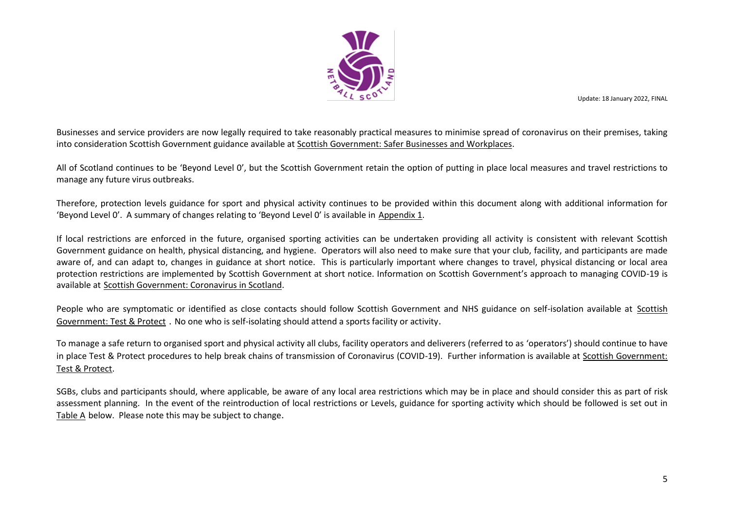Update: 18 January 2022, FINAL

Businesses and service providers are now legally required to take reasonably practical measures to minimise spread of coronavirus on their premises, taking into consideration Scottish Government guidance available at Scottish Government: Safer Businesses and Workplaces.

All of Scotland continues to be 'Beyond Level 0', but the Scottish Government retain the option of putting in place local measures and travel restrictions to manage any future virus outbreaks.

Therefore, protection levels guidance for sport and physical activity continues to be provided within this document along with additional information for 'Beyond Level 0'. A summary of changes relating to 'Beyond Level 0' is available in Appendix 1.

If local restrictions are enforced in the future, organised sporting activities can be undertaken providing all activity is consistent with relevant Scottish Government guidance on health, physical distancing, and hygiene. Operators will also need to make sure that your club, facility, and participants are made aware of, and can adapt to, changes in guidance at short notice. This is particularly important where changes to travel, physical distancing or local area protection restrictions are implemented by Scottish Government at short notice. Information on Scottish Government's approach to managing COVID-19 is available at Scottish Government: Coronavirus in Scotland.

People who are symptomatic or identified as close contacts should follow Scottish Government and NHS guidance on self-isolation available at Scottish Government: Test & Protect . No one who is self-isolating should attend a sports facility or activity.

To manage a safe return to organised sport and physical activity all clubs, facility operators and deliverers (referred to as 'operators') should continue to have in place Test & Protect procedures to help break chains of transmission of Coronavirus (COVID-19). Further information is available at Scottish Government: Test & Protect.

SGBs, clubs and participants should, where applicable, be aware of any local area restrictions which may be in place and should consider this as part of risk assessment planning. In the event of the reintroduction of local restrictions or Levels, guidance for sporting activity which should be followed is set out in Table A below. Please note this may be subject to change.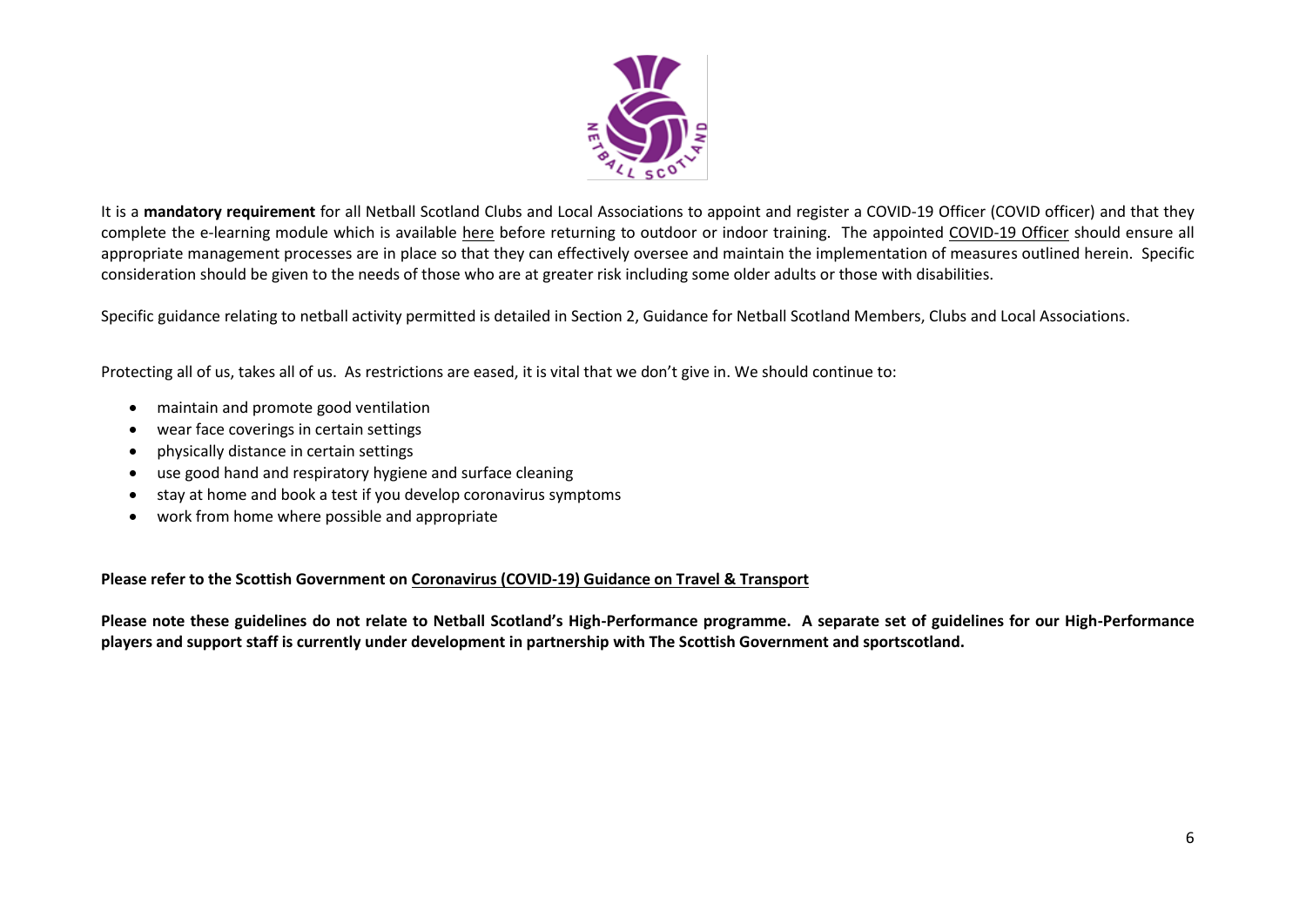It is a **mandatory requirement** for all Netball Scotland Clubs and Local Associations to appoint and register a COVID-19 Officer (COVID officer) and that they complete the e-learning module which is available here before returning to outdoor or indoor training. The appointed COVID-19 Officer should ensure all appropriate management processes are in place so that they can effectively oversee and maintain the implementation of measures outlined herein. Specific consideration should be given to the needs of those who are at greater risk including some older adults or those with disabilities.

Specific guidance relating to netball activity permitted is detailed in Section 2, Guidance for Netball Scotland Members, Clubs and Local Associations.

Protecting all of us, takes all of us. As restrictions are eased, it is vital that we don't give in. We should continue to:

- maintain and promote good ventilation
- wear face coverings in certain settings
- physically distance in certain settings
- use good hand and respiratory hygiene and surface cleaning
- stay at home and book a test if you develop coronavirus symptoms
- work from home where possible and appropriate

**Please refer to the Scottish Government on Coronavirus (COVID-19) Guidance on Travel & Transport**

**Please note these guidelines do not relate to Netball Scotland's High-Performance programme. A separate set of guidelines for our High-Performance players and support staff is currently under development in partnership with The Scottish Government and sportscotland.**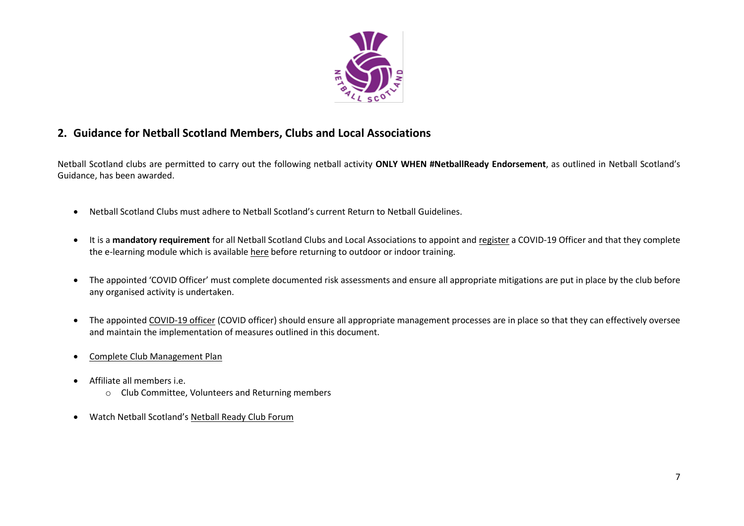## 2. Guidance for Netball Scotland Members, Clubs and Local Associations

Netball Scotland clubs are permitted to carry out the following netball activity **ONLY WHEN #NetballReady Endorsement**, as outlined in Netball Scotland's Guidance, has been awarded.

- Netball Scotland Clubs must adhere to Netball Scotland's current Return to Netball Guidelines.
- It is a **mandatory requirement** for all Netball Scotland Clubs and Local Associations to appoint and register a COVID-19 Officer and that they complete the e-learning module which is available here before returning to outdoor or indoor training.
- The appointed 'COVID Officer' must complete documented risk assessments and ensure all appropriate mitigations are put in place by the club before any organised activity is undertaken.
- The appointed COVID-19 officer (COVID officer) should ensure all appropriate management processes are in place so that they can effectively oversee and maintain the implementation of measures outlined in this document.
- Complete Club Management Plan
- Affiliate all members i.e.
  - Club Committee, Volunteers and Returning members
- Watch Netball Scotland's Netball Ready Club Forum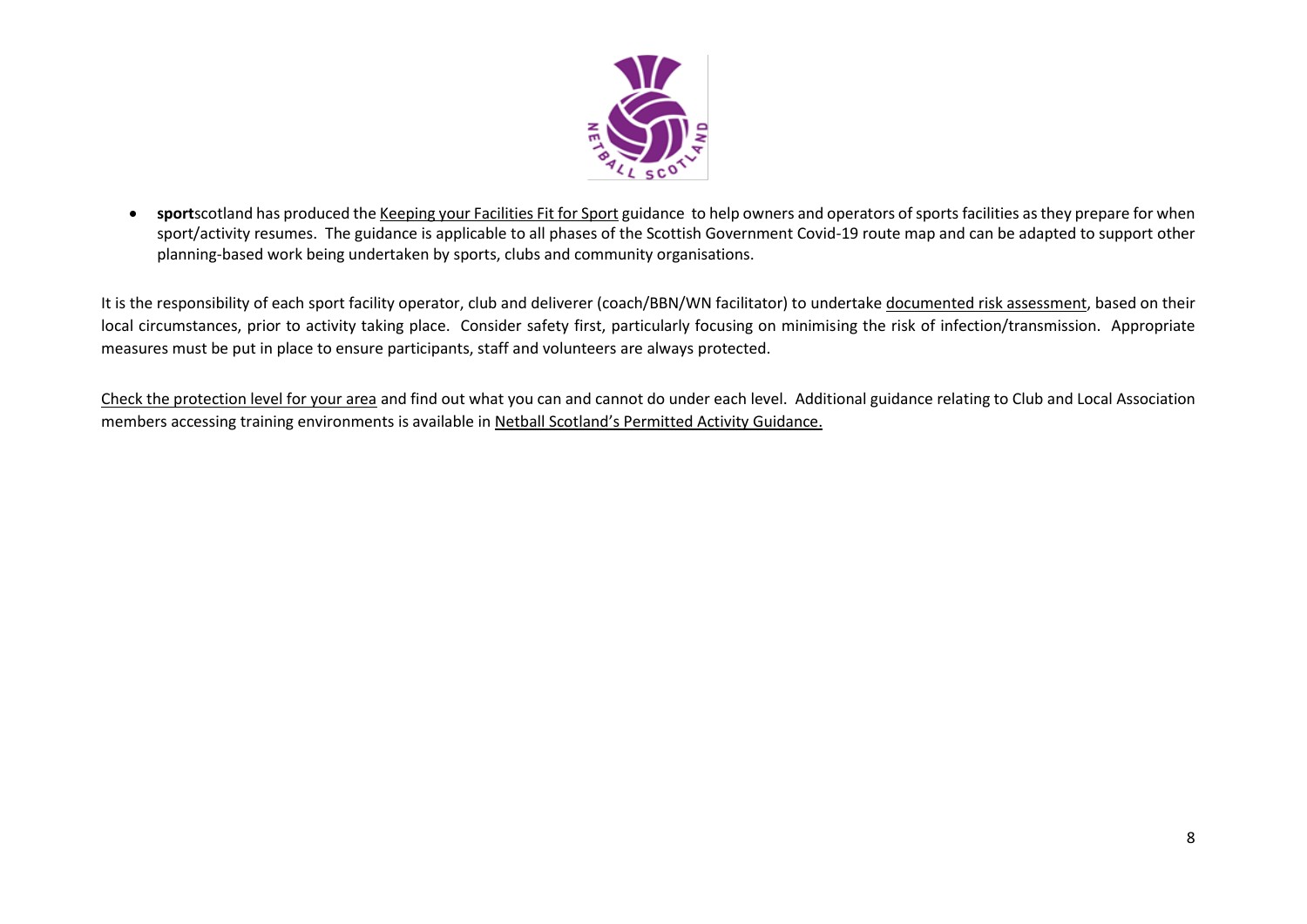- **sport**scotland has produced the Keeping your Facilities Fit for Sport guidance to help owners and operators of sports facilities as they prepare for when sport/activity resumes. The guidance is applicable to all phases of the Scottish Government Covid-19 route map and can be adapted to support other planning-based work being undertaken by sports, clubs and community organisations.

It is the responsibility of each sport facility operator, club and deliverer (coach/BBN/WN facilitator) to undertake documented risk assessment, based on their local circumstances, prior to activity taking place. Consider safety first, particularly focusing on minimising the risk of infection/transmission. Appropriate measures must be put in place to ensure participants, staff and volunteers are always protected.

Check the protection level for your area and find out what you can and cannot do under each level. Additional guidance relating to Club and Local Association members accessing training environments is available in Netball Scotland's Permitted Activity Guidance.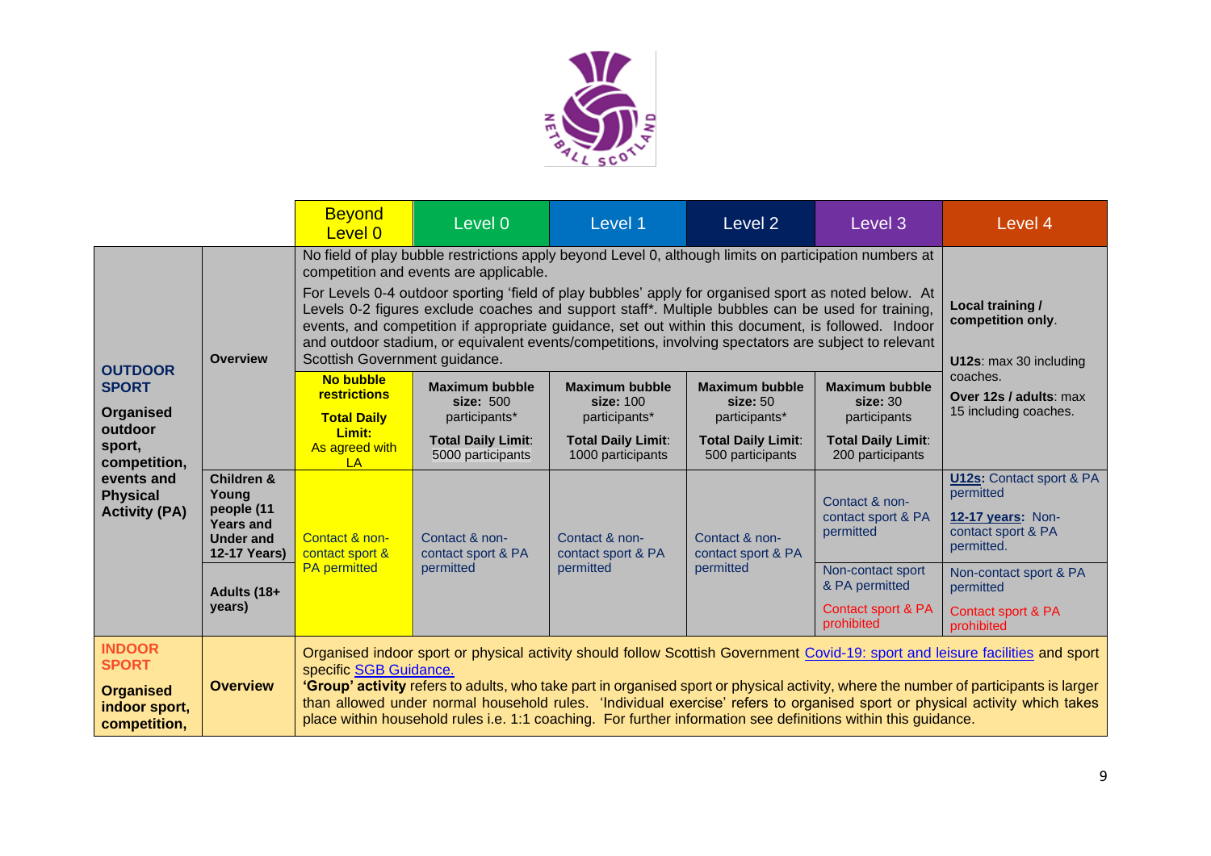| | | Beyond Level 0 | Level 0 | Level 1 | Level 2 | Level 3 | Level 4 |
|---|---|---|---|---|---|---|---|
| **OUTDOOR SPORT** **Organised outdoor sport, competition, events and Physical Activity (PA)** | **Overview** | No field of play bubble restrictions apply beyond Level 0, although limits on participation numbers at competition and events are applicable. For Levels 0-4 outdoor sporting 'field of play bubbles' apply for organised sport as noted below. At Levels 0-2 figures exclude coaches and support staff*. Multiple bubbles can be used for training, events, and competition if appropriate guidance, set out within this document, is followed. Indoor and outdoor stadium, or equivalent events/competitions, involving spectators are subject to relevant Scottish Government guidance. | | | | | **Local training / competition only**. **U12s**: max 30 including coaches. **Over 12s / adults**: max 15 including coaches. |
| | | **No bubble restrictions** **Total Daily Limit:** As agreed with LA | **Maximum bubble size:** 500 participants* **Total Daily Limit**: 5000 participants | **Maximum bubble size:** 100 participants* **Total Daily Limit**: 1000 participants | **Maximum bubble size:** 50 participants* **Total Daily Limit**: 500 participants | **Maximum bubble size:** 30 participants **Total Daily Limit**: 200 participants | |
| | **Children & Young people (11 Years and Under and 12-17 Years)** | Contact & non-contact sport & PA permitted | Contact & non-contact sport & PA permitted | Contact & non-contact sport & PA permitted | Contact & non-contact sport & PA permitted | Contact & non-contact sport & PA permitted | **U12s:** Contact sport & PA permitted **12-17 years:** Non-contact sport & PA permitted. |
| | **Adults (18+ years)** | | | | | Non-contact sport & PA permitted Contact sport & PA prohibited | Non-contact sport & PA permitted Contact sport & PA prohibited |
| **INDOOR SPORT** **Organised indoor sport, competition,** | **Overview** | Organised indoor sport or physical activity should follow Scottish Government Covid-19: sport and leisure facilities and sport specific SGB Guidance. **'Group' activity** refers to adults, who take part in organised sport or physical activity, where the number of participants is larger than allowed under normal household rules. 'Individual exercise' refers to organised sport or physical activity which takes place within household rules i.e. 1:1 coaching. For further information see definitions within this guidance. | | | | | |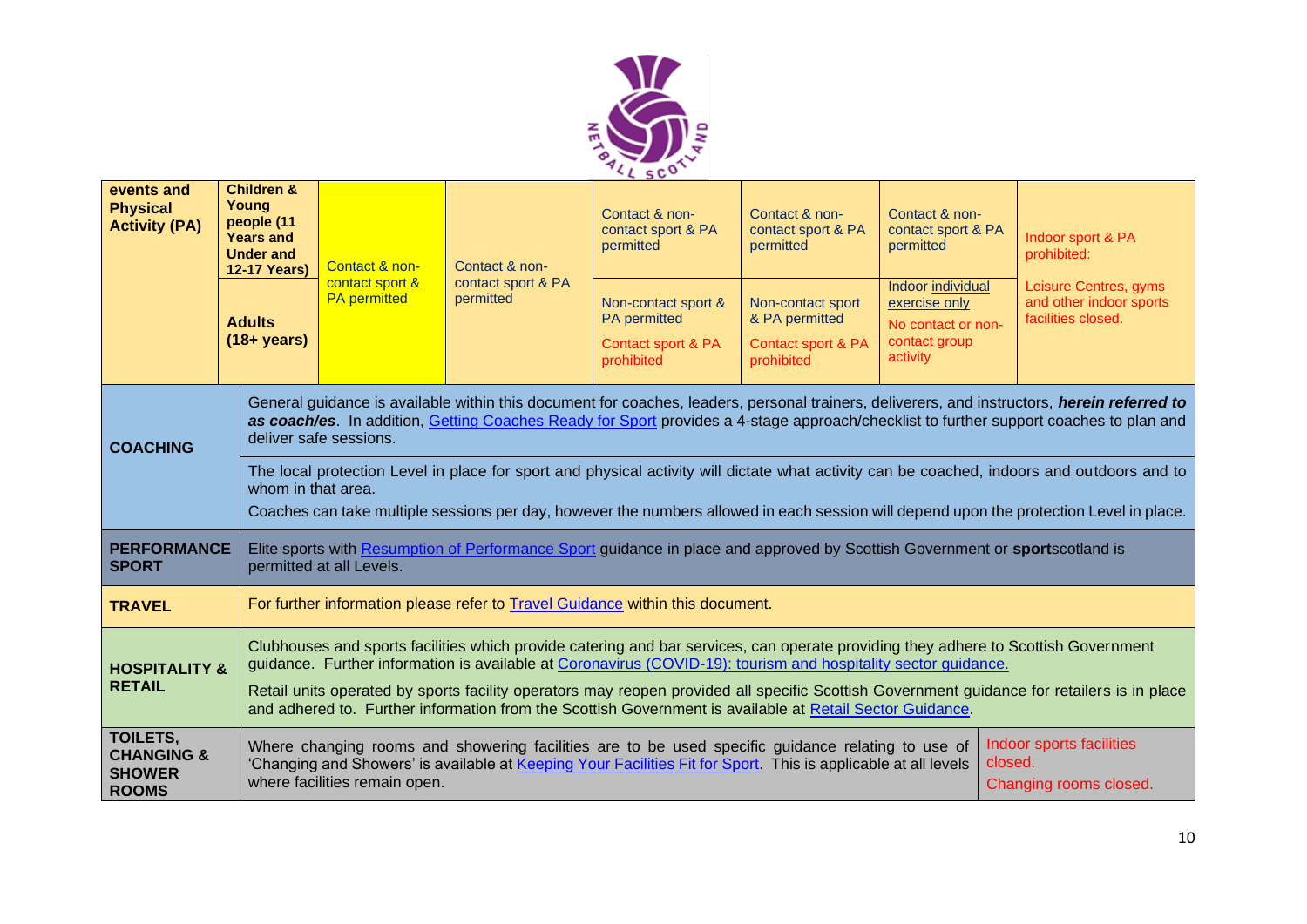| events and Physical Activity (PA) | Children & Young people (11 Years and Under and 12-17 Years) | Contact & non-contact sport & PA permitted | Contact & non-contact sport & PA permitted | Contact & non-contact sport & PA permitted | Contact & non-contact sport & PA permitted | Contact & non-contact sport & PA permitted | Indoor sport & PA prohibited: Leisure Centres, gyms and other indoor sports facilities closed. |
|---|---|---|---|---|---|---|---|
| | Adults (18+ years) | | | Non-contact sport & PA permitted Contact sport & PA prohibited | Non-contact sport & PA permitted Contact sport & PA prohibited | Indoor individual exercise only No contact or non-contact group activity | |
| COACHING | General guidance is available within this document for coaches, leaders, personal trainers, deliverers, and instructors, ***herein referred to as coach/es***. In addition, Getting Coaches Ready for Sport provides a 4-stage approach/checklist to further support coaches to plan and deliver safe sessions. | | | | | | |
| | The local protection Level in place for sport and physical activity will dictate what activity can be coached, indoors and outdoors and to whom in that area. Coaches can take multiple sessions per day, however the numbers allowed in each session will depend upon the protection Level in place. | | | | | | |
| PERFORMANCE SPORT | Elite sports with Resumption of Performance Sport guidance in place and approved by Scottish Government or **sport**scotland is permitted at all Levels. | | | | | | |
| TRAVEL | For further information please refer to Travel Guidance within this document. | | | | | | |
| HOSPITALITY & RETAIL | Clubhouses and sports facilities which provide catering and bar services, can operate providing they adhere to Scottish Government guidance. Further information is available at Coronavirus (COVID-19): tourism and hospitality sector guidance. Retail units operated by sports facility operators may reopen provided all specific Scottish Government guidance for retailers is in place and adhered to. Further information from the Scottish Government is available at Retail Sector Guidance. | | | | | | |
| TOILETS, CHANGING & SHOWER ROOMS | Where changing rooms and showering facilities are to be used specific guidance relating to use of 'Changing and Showers' is available at Keeping Your Facilities Fit for Sport. This is applicable at all levels where facilities remain open. | | | | | | Indoor sports facilities closed. Changing rooms closed. |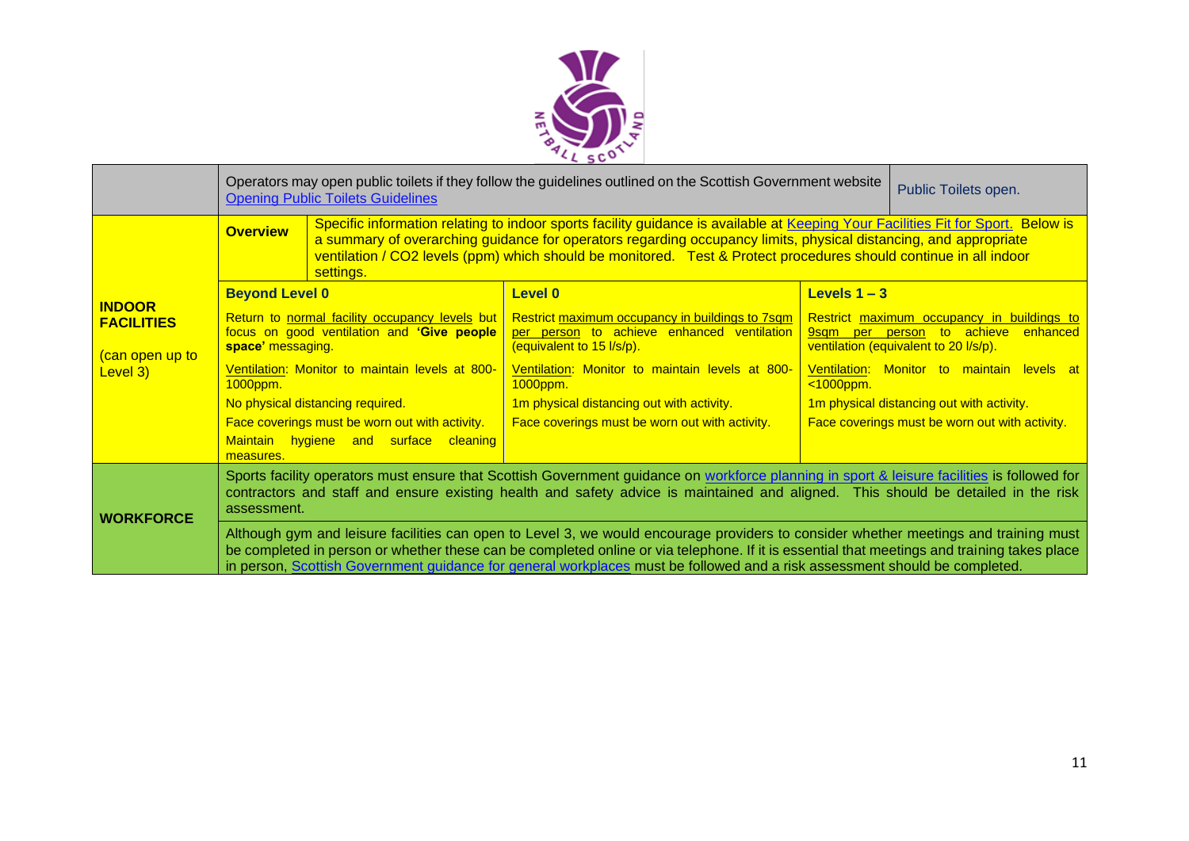| | | | | |
|---|---|---|---|---|
| | Operators may open public toilets if they follow the guidelines outlined on the Scottish Government website [Opening Public Toilets Guidelines](#) | | | Public Toilets open. |
| **INDOOR FACILITIES** (can open up to Level 3) | **Overview** | Specific information relating to indoor sports facility guidance is available at [Keeping Your Facilities Fit for Sport.](#) Below is a summary of overarching guidance for operators regarding occupancy limits, physical distancing, and appropriate ventilation / CO2 levels (ppm) which should be monitored. Test & Protect procedures should continue in all indoor settings. | | |
| | **Beyond Level 0**<br>Return to normal facility occupancy levels but focus on good ventilation and **'Give people space'** messaging.<br>Ventilation: Monitor to maintain levels at 800-1000ppm.<br>No physical distancing required.<br>Face coverings must be worn out with activity.<br>Maintain hygiene and surface cleaning measures. | | **Level 0**<br>Restrict maximum occupancy in buildings to 7sqm per person to achieve enhanced ventilation (equivalent to 15 l/s/p).<br>Ventilation: Monitor to maintain levels at 800-1000ppm.<br>1m physical distancing out with activity.<br>Face coverings must be worn out with activity. | **Levels 1 – 3**<br>Restrict maximum occupancy in buildings to 9sqm per person to achieve enhanced ventilation (equivalent to 20 l/s/p).<br>Ventilation: Monitor to maintain levels at <1000ppm.<br>1m physical distancing out with activity.<br>Face coverings must be worn out with activity. |
| **WORKFORCE** | Sports facility operators must ensure that Scottish Government guidance on [workforce planning in sport & leisure facilities](#) is followed for contractors and staff and ensure existing health and safety advice is maintained and aligned. This should be detailed in the risk assessment. | | | |
| | Although gym and leisure facilities can open to Level 3, we would encourage providers to consider whether meetings and training must be completed in person or whether these can be completed online or via telephone. If it is essential that meetings and training takes place in person, [Scottish Government guidance for general workplaces](#) must be followed and a risk assessment should be completed. | | | |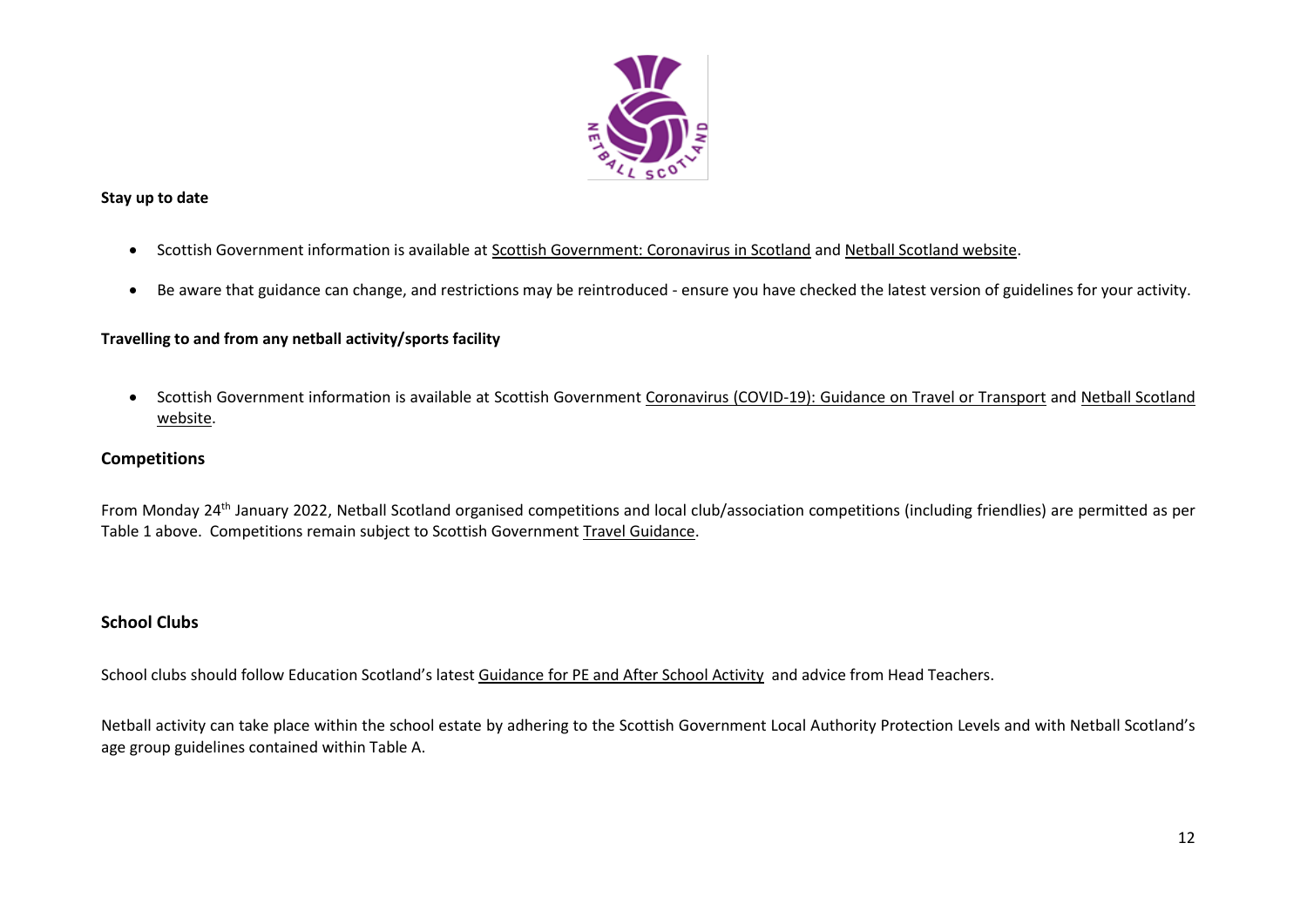**Stay up to date**

- Scottish Government information is available at Scottish Government: Coronavirus in Scotland and Netball Scotland website.
- Be aware that guidance can change, and restrictions may be reintroduced - ensure you have checked the latest version of guidelines for your activity.

**Travelling to and from any netball activity/sports facility**

- Scottish Government information is available at Scottish Government Coronavirus (COVID-19): Guidance on Travel or Transport and Netball Scotland website.

## Competitions

From Monday 24th January 2022, Netball Scotland organised competitions and local club/association competitions (including friendlies) are permitted as per Table 1 above. Competitions remain subject to Scottish Government Travel Guidance.

## School Clubs

School clubs should follow Education Scotland's latest Guidance for PE and After School Activity and advice from Head Teachers.

Netball activity can take place within the school estate by adhering to the Scottish Government Local Authority Protection Levels and with Netball Scotland's age group guidelines contained within Table A.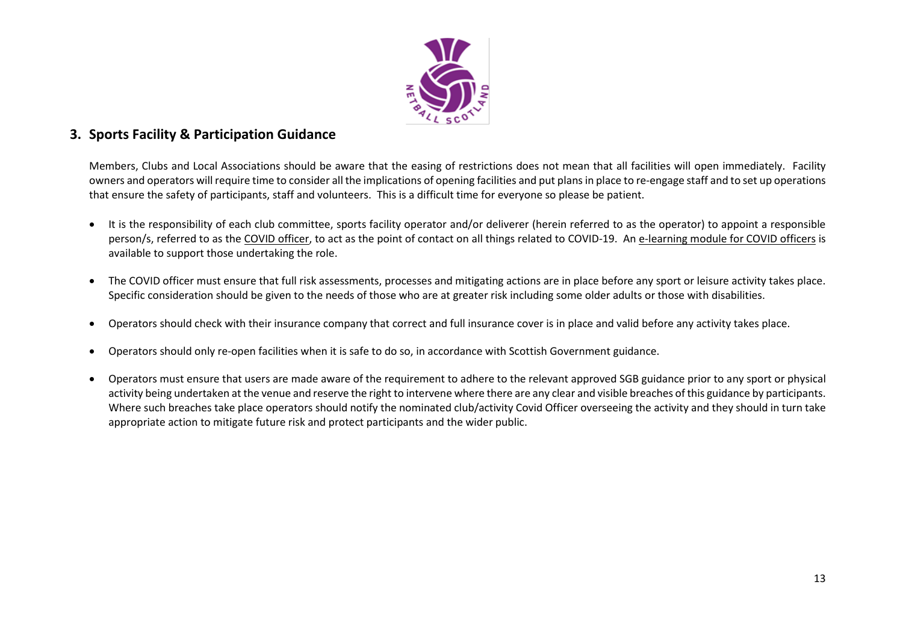## 3. Sports Facility & Participation Guidance

Members, Clubs and Local Associations should be aware that the easing of restrictions does not mean that all facilities will open immediately. Facility owners and operators will require time to consider all the implications of opening facilities and put plans in place to re-engage staff and to set up operations that ensure the safety of participants, staff and volunteers. This is a difficult time for everyone so please be patient.

- It is the responsibility of each club committee, sports facility operator and/or deliverer (herein referred to as the operator) to appoint a responsible person/s, referred to as the COVID officer, to act as the point of contact on all things related to COVID-19. An e-learning module for COVID officers is available to support those undertaking the role.

- The COVID officer must ensure that full risk assessments, processes and mitigating actions are in place before any sport or leisure activity takes place. Specific consideration should be given to the needs of those who are at greater risk including some older adults or those with disabilities.

- Operators should check with their insurance company that correct and full insurance cover is in place and valid before any activity takes place.

- Operators should only re-open facilities when it is safe to do so, in accordance with Scottish Government guidance.

- Operators must ensure that users are made aware of the requirement to adhere to the relevant approved SGB guidance prior to any sport or physical activity being undertaken at the venue and reserve the right to intervene where there are any clear and visible breaches of this guidance by participants. Where such breaches take place operators should notify the nominated club/activity Covid Officer overseeing the activity and they should in turn take appropriate action to mitigate future risk and protect participants and the wider public.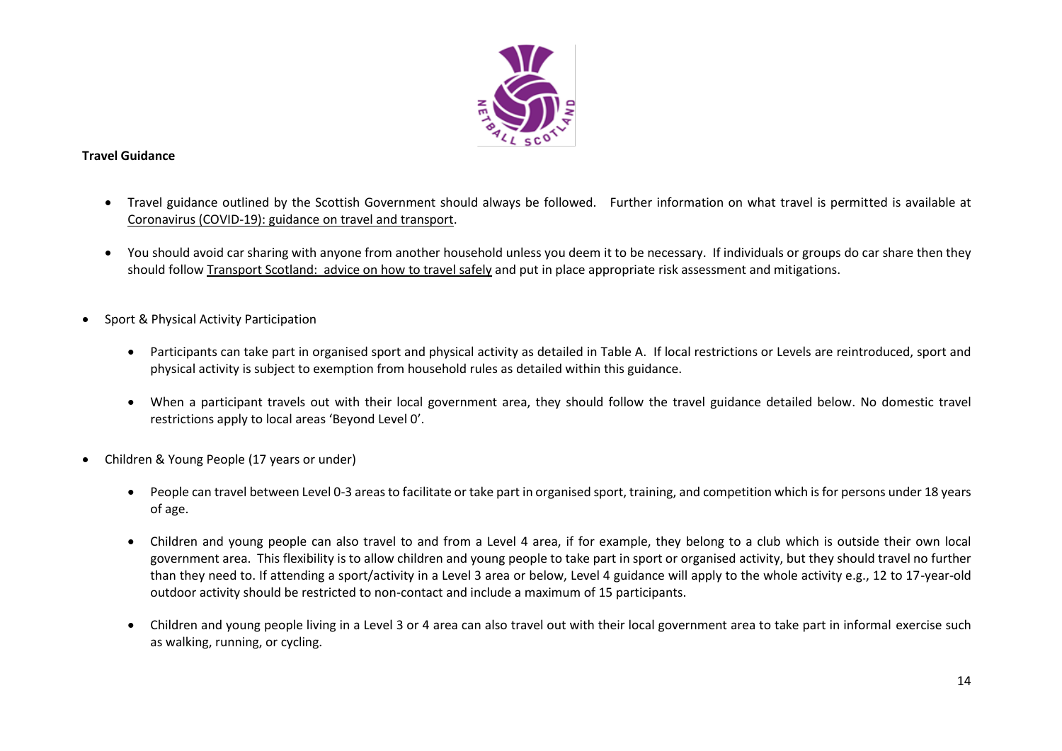**Travel Guidance**

- Travel guidance outlined by the Scottish Government should always be followed. Further information on what travel is permitted is available at Coronavirus (COVID-19): guidance on travel and transport.
- You should avoid car sharing with anyone from another household unless you deem it to be necessary. If individuals or groups do car share then they should follow Transport Scotland: advice on how to travel safely and put in place appropriate risk assessment and mitigations.

- Sport & Physical Activity Participation
  - Participants can take part in organised sport and physical activity as detailed in Table A. If local restrictions or Levels are reintroduced, sport and physical activity is subject to exemption from household rules as detailed within this guidance.
  - When a participant travels out with their local government area, they should follow the travel guidance detailed below. No domestic travel restrictions apply to local areas 'Beyond Level 0'.
- Children & Young People (17 years or under)
  - People can travel between Level 0-3 areas to facilitate or take part in organised sport, training, and competition which is for persons under 18 years of age.
  - Children and young people can also travel to and from a Level 4 area, if for example, they belong to a club which is outside their own local government area. This flexibility is to allow children and young people to take part in sport or organised activity, but they should travel no further than they need to. If attending a sport/activity in a Level 3 area or below, Level 4 guidance will apply to the whole activity e.g., 12 to 17-year-old outdoor activity should be restricted to non-contact and include a maximum of 15 participants.
  - Children and young people living in a Level 3 or 4 area can also travel out with their local government area to take part in informal exercise such as walking, running, or cycling.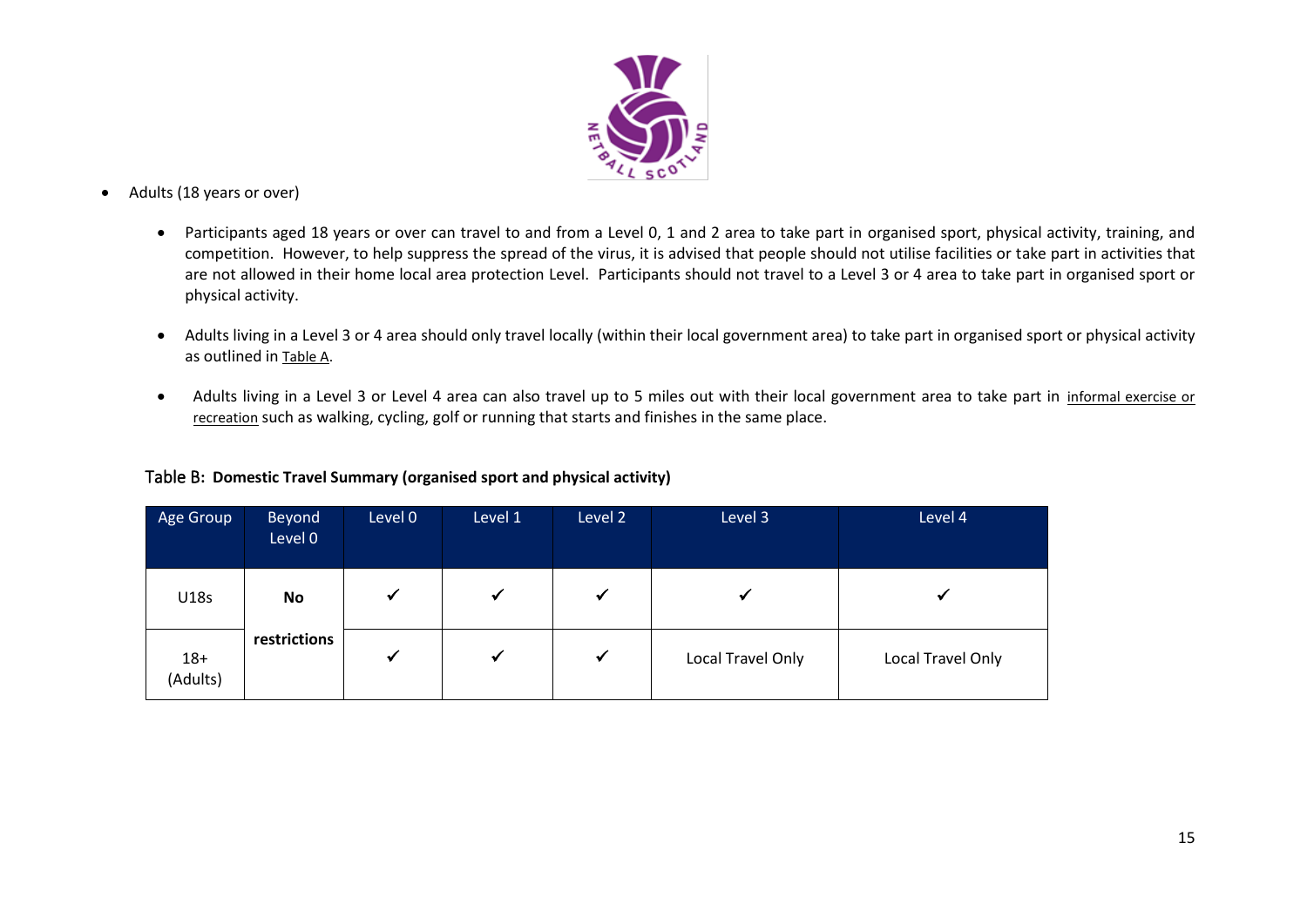- Adults (18 years or over)

  - Participants aged 18 years or over can travel to and from a Level 0, 1 and 2 area to take part in organised sport, physical activity, training, and competition. However, to help suppress the spread of the virus, it is advised that people should not utilise facilities or take part in activities that are not allowed in their home local area protection Level. Participants should not travel to a Level 3 or 4 area to take part in organised sport or physical activity.

  - Adults living in a Level 3 or 4 area should only travel locally (within their local government area) to take part in organised sport or physical activity as outlined in Table A.

  - Adults living in a Level 3 or Level 4 area can also travel up to 5 miles out with their local government area to take part in informal exercise or recreation such as walking, cycling, golf or running that starts and finishes in the same place.

Table B: **Domestic Travel Summary (organised sport and physical activity)**

| Age Group | Beyond Level 0 | Level 0 | Level 1 | Level 2 | Level 3 | Level 4 |
|---|---|---|---|---|---|---|
| U18s | **No restrictions** | ✔ | ✔ | ✔ | ✔ | ✔ |
| 18+ (Adults) | | ✔ | ✔ | ✔ | Local Travel Only | Local Travel Only |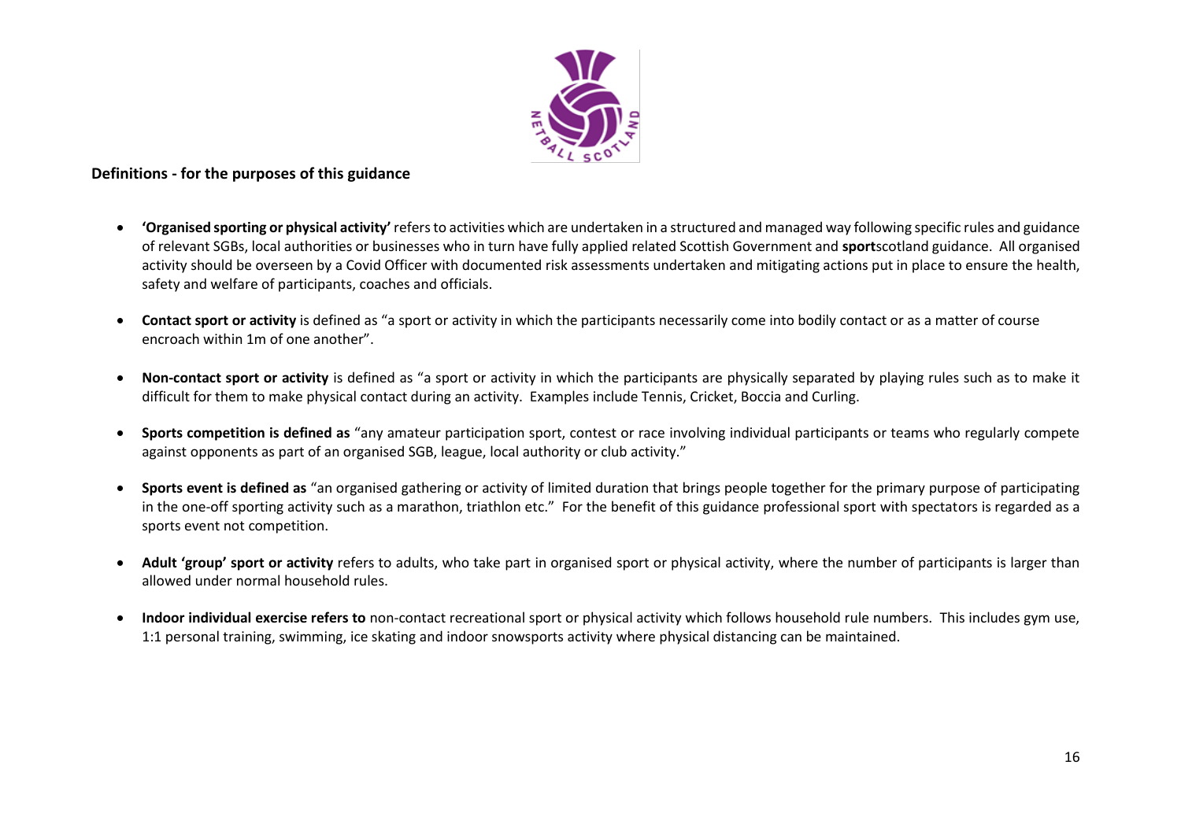**Definitions - for the purposes of this guidance**

- **'Organised sporting or physical activity'** refers to activities which are undertaken in a structured and managed way following specific rules and guidance of relevant SGBs, local authorities or businesses who in turn have fully applied related Scottish Government and **sport**scotland guidance. All organised activity should be overseen by a Covid Officer with documented risk assessments undertaken and mitigating actions put in place to ensure the health, safety and welfare of participants, coaches and officials.

- **Contact sport or activity** is defined as "a sport or activity in which the participants necessarily come into bodily contact or as a matter of course encroach within 1m of one another".

- **Non-contact sport or activity** is defined as "a sport or activity in which the participants are physically separated by playing rules such as to make it difficult for them to make physical contact during an activity. Examples include Tennis, Cricket, Boccia and Curling.

- **Sports competition is defined as** "any amateur participation sport, contest or race involving individual participants or teams who regularly compete against opponents as part of an organised SGB, league, local authority or club activity."

- **Sports event is defined as** "an organised gathering or activity of limited duration that brings people together for the primary purpose of participating in the one-off sporting activity such as a marathon, triathlon etc." For the benefit of this guidance professional sport with spectators is regarded as a sports event not competition.

- **Adult 'group' sport or activity** refers to adults, who take part in organised sport or physical activity, where the number of participants is larger than allowed under normal household rules.

- **Indoor individual exercise refers to** non-contact recreational sport or physical activity which follows household rule numbers. This includes gym use, 1:1 personal training, swimming, ice skating and indoor snowsports activity where physical distancing can be maintained.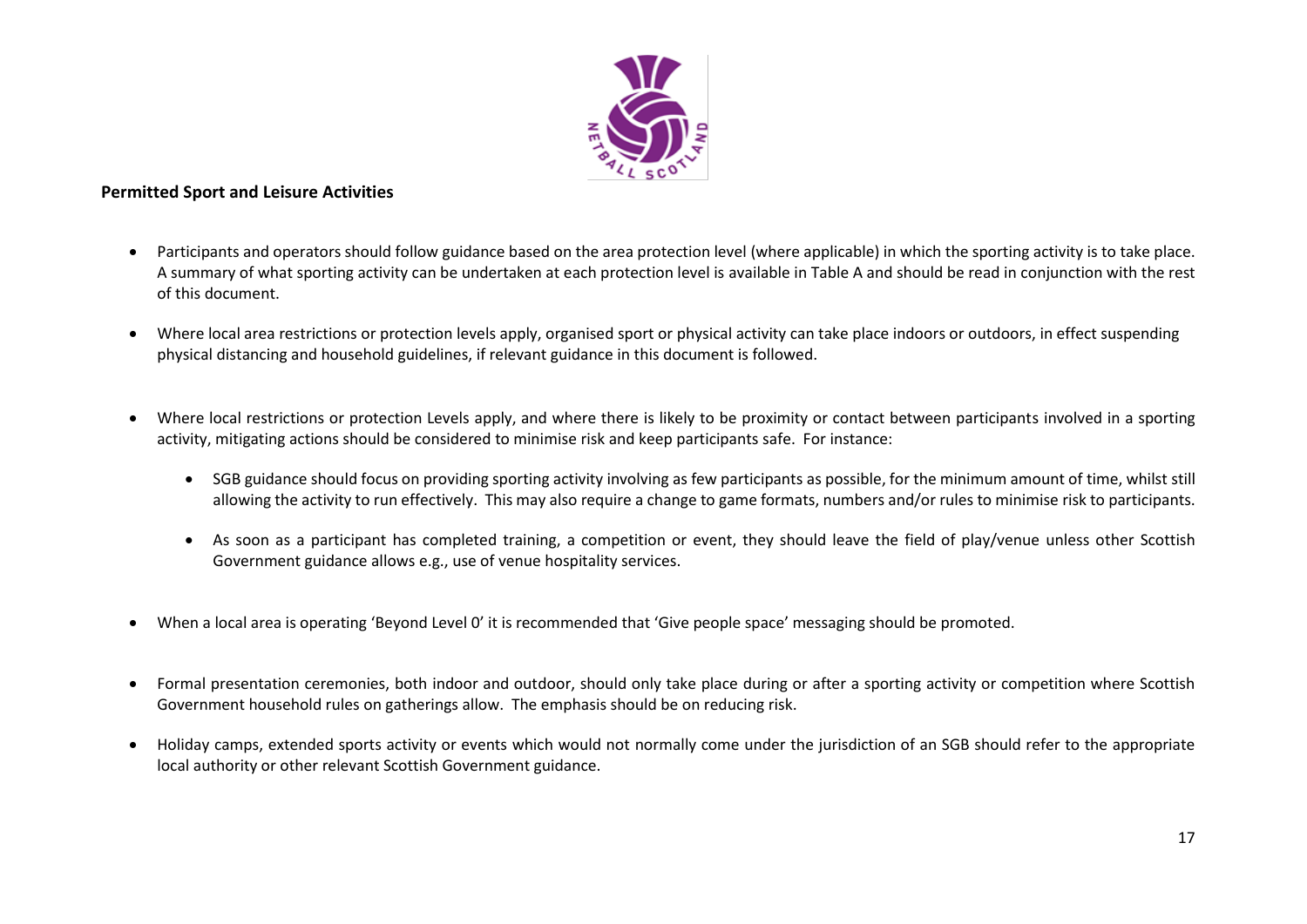**Permitted Sport and Leisure Activities**

- Participants and operators should follow guidance based on the area protection level (where applicable) in which the sporting activity is to take place. A summary of what sporting activity can be undertaken at each protection level is available in Table A and should be read in conjunction with the rest of this document.

- Where local area restrictions or protection levels apply, organised sport or physical activity can take place indoors or outdoors, in effect suspending physical distancing and household guidelines, if relevant guidance in this document is followed.

- Where local restrictions or protection Levels apply, and where there is likely to be proximity or contact between participants involved in a sporting activity, mitigating actions should be considered to minimise risk and keep participants safe. For instance:

  - SGB guidance should focus on providing sporting activity involving as few participants as possible, for the minimum amount of time, whilst still allowing the activity to run effectively. This may also require a change to game formats, numbers and/or rules to minimise risk to participants.

  - As soon as a participant has completed training, a competition or event, they should leave the field of play/venue unless other Scottish Government guidance allows e.g., use of venue hospitality services.

- When a local area is operating 'Beyond Level 0' it is recommended that 'Give people space' messaging should be promoted.

- Formal presentation ceremonies, both indoor and outdoor, should only take place during or after a sporting activity or competition where Scottish Government household rules on gatherings allow. The emphasis should be on reducing risk.

- Holiday camps, extended sports activity or events which would not normally come under the jurisdiction of an SGB should refer to the appropriate local authority or other relevant Scottish Government guidance.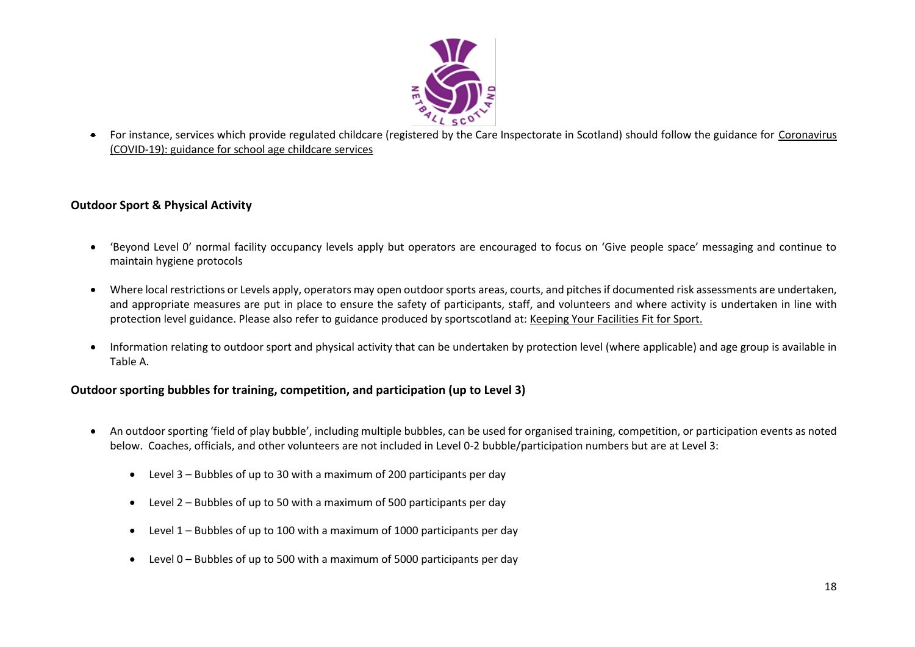- For instance, services which provide regulated childcare (registered by the Care Inspectorate in Scotland) should follow the guidance for Coronavirus (COVID-19): guidance for school age childcare services

## Outdoor Sport & Physical Activity

- 'Beyond Level 0' normal facility occupancy levels apply but operators are encouraged to focus on 'Give people space' messaging and continue to maintain hygiene protocols
- Where local restrictions or Levels apply, operators may open outdoor sports areas, courts, and pitches if documented risk assessments are undertaken, and appropriate measures are put in place to ensure the safety of participants, staff, and volunteers and where activity is undertaken in line with protection level guidance. Please also refer to guidance produced by sportscotland at: Keeping Your Facilities Fit for Sport.
- Information relating to outdoor sport and physical activity that can be undertaken by protection level (where applicable) and age group is available in Table A.

## Outdoor sporting bubbles for training, competition, and participation (up to Level 3)

- An outdoor sporting 'field of play bubble', including multiple bubbles, can be used for organised training, competition, or participation events as noted below. Coaches, officials, and other volunteers are not included in Level 0-2 bubble/participation numbers but are at Level 3:
  - Level 3 – Bubbles of up to 30 with a maximum of 200 participants per day
  - Level 2 – Bubbles of up to 50 with a maximum of 500 participants per day
  - Level 1 – Bubbles of up to 100 with a maximum of 1000 participants per day
  - Level 0 – Bubbles of up to 500 with a maximum of 5000 participants per day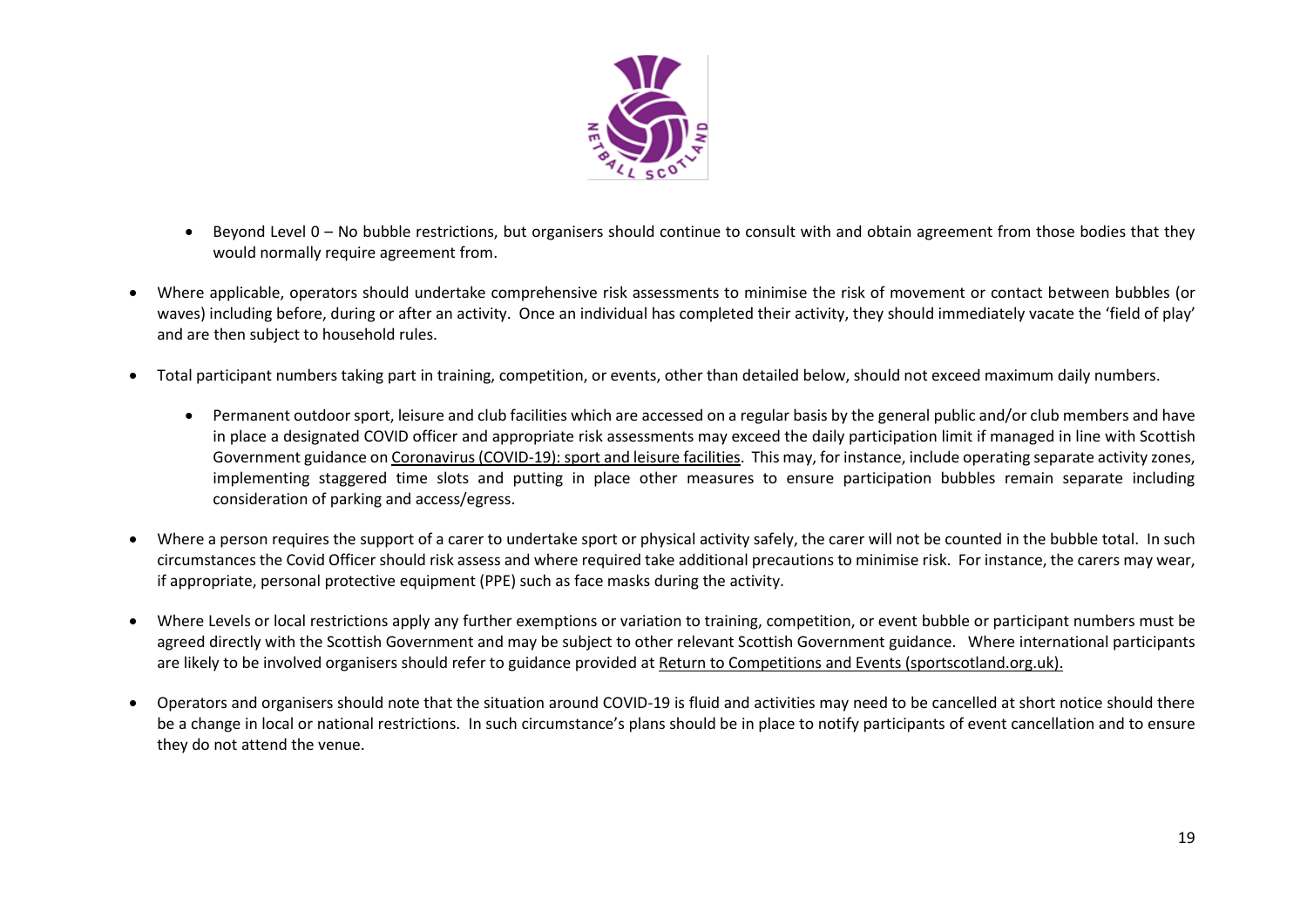- Beyond Level 0 – No bubble restrictions, but organisers should continue to consult with and obtain agreement from those bodies that they would normally require agreement from.

- Where applicable, operators should undertake comprehensive risk assessments to minimise the risk of movement or contact between bubbles (or waves) including before, during or after an activity. Once an individual has completed their activity, they should immediately vacate the 'field of play' and are then subject to household rules.

- Total participant numbers taking part in training, competition, or events, other than detailed below, should not exceed maximum daily numbers.

  - Permanent outdoor sport, leisure and club facilities which are accessed on a regular basis by the general public and/or club members and have in place a designated COVID officer and appropriate risk assessments may exceed the daily participation limit if managed in line with Scottish Government guidance on Coronavirus (COVID-19): sport and leisure facilities. This may, for instance, include operating separate activity zones, implementing staggered time slots and putting in place other measures to ensure participation bubbles remain separate including consideration of parking and access/egress.

- Where a person requires the support of a carer to undertake sport or physical activity safely, the carer will not be counted in the bubble total. In such circumstances the Covid Officer should risk assess and where required take additional precautions to minimise risk. For instance, the carers may wear, if appropriate, personal protective equipment (PPE) such as face masks during the activity.

- Where Levels or local restrictions apply any further exemptions or variation to training, competition, or event bubble or participant numbers must be agreed directly with the Scottish Government and may be subject to other relevant Scottish Government guidance. Where international participants are likely to be involved organisers should refer to guidance provided at Return to Competitions and Events (sportscotland.org.uk).

- Operators and organisers should note that the situation around COVID-19 is fluid and activities may need to be cancelled at short notice should there be a change in local or national restrictions. In such circumstance's plans should be in place to notify participants of event cancellation and to ensure they do not attend the venue.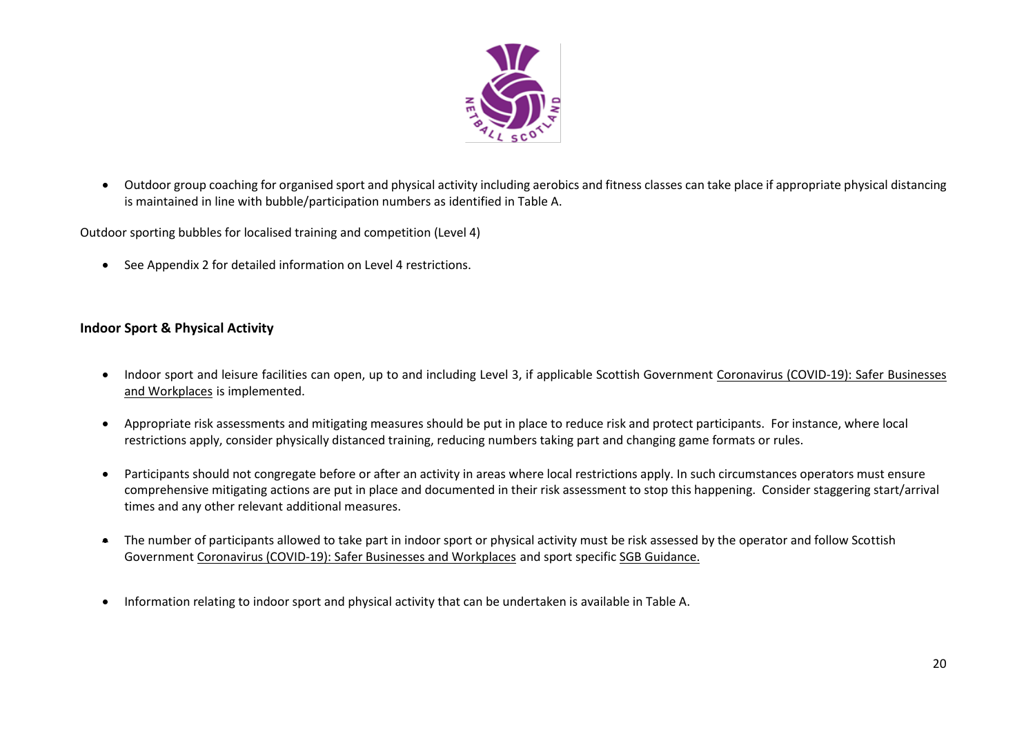- Outdoor group coaching for organised sport and physical activity including aerobics and fitness classes can take place if appropriate physical distancing is maintained in line with bubble/participation numbers as identified in Table A.

Outdoor sporting bubbles for localised training and competition (Level 4)

- See Appendix 2 for detailed information on Level 4 restrictions.

**Indoor Sport & Physical Activity**

- Indoor sport and leisure facilities can open, up to and including Level 3, if applicable Scottish Government Coronavirus (COVID-19): Safer Businesses and Workplaces is implemented.
- Appropriate risk assessments and mitigating measures should be put in place to reduce risk and protect participants. For instance, where local restrictions apply, consider physically distanced training, reducing numbers taking part and changing game formats or rules.
- Participants should not congregate before or after an activity in areas where local restrictions apply. In such circumstances operators must ensure comprehensive mitigating actions are put in place and documented in their risk assessment to stop this happening. Consider staggering start/arrival times and any other relevant additional measures.
- The number of participants allowed to take part in indoor sport or physical activity must be risk assessed by the operator and follow Scottish Government Coronavirus (COVID-19): Safer Businesses and Workplaces and sport specific SGB Guidance.
- Information relating to indoor sport and physical activity that can be undertaken is available in Table A.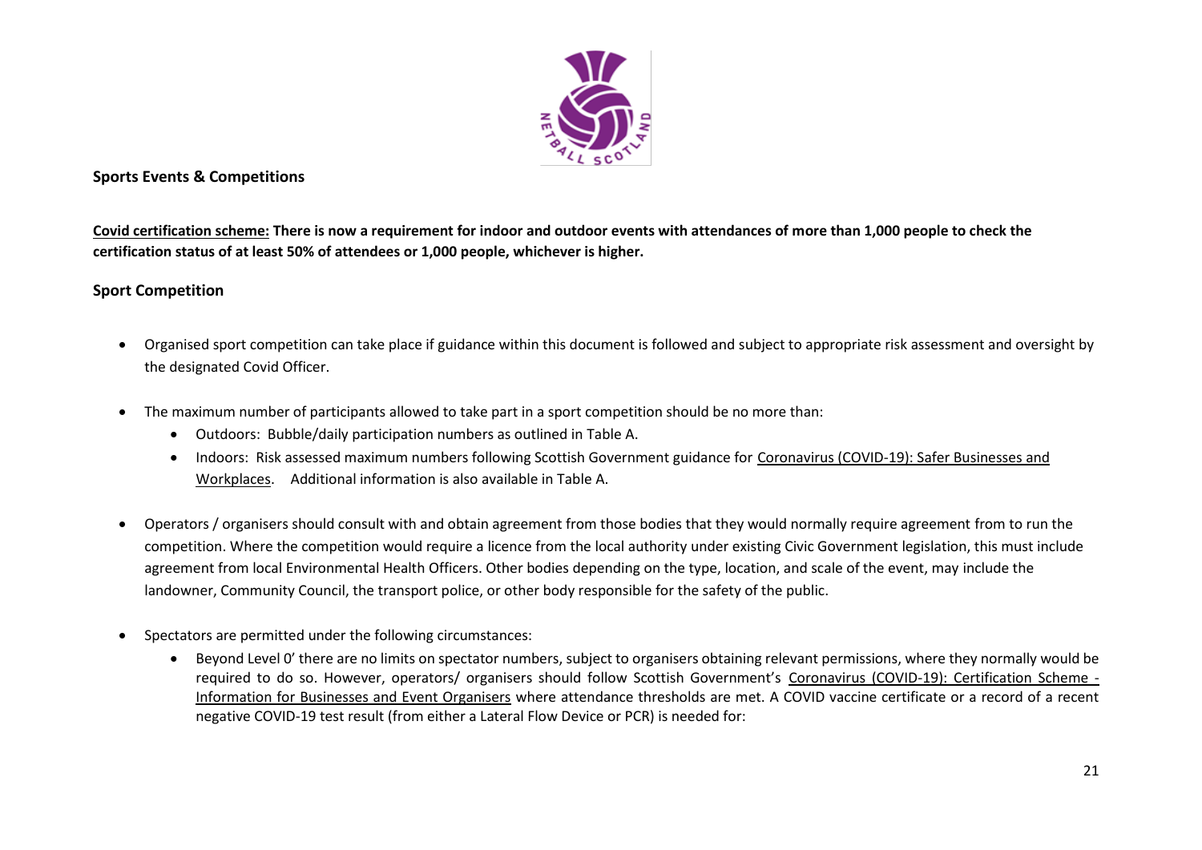## Sports Events & Competitions

**<u>Covid certification scheme:</u> There is now a requirement for indoor and outdoor events with attendances of more than 1,000 people to check the certification status of at least 50% of attendees or 1,000 people, whichever is higher.**

### Sport Competition

- Organised sport competition can take place if guidance within this document is followed and subject to appropriate risk assessment and oversight by the designated Covid Officer.
- The maximum number of participants allowed to take part in a sport competition should be no more than:
  - Outdoors: Bubble/daily participation numbers as outlined in Table A.
  - Indoors: Risk assessed maximum numbers following Scottish Government guidance for Coronavirus (COVID-19): Safer Businesses and Workplaces. Additional information is also available in Table A.
- Operators / organisers should consult with and obtain agreement from those bodies that they would normally require agreement from to run the competition. Where the competition would require a licence from the local authority under existing Civic Government legislation, this must include agreement from local Environmental Health Officers. Other bodies depending on the type, location, and scale of the event, may include the landowner, Community Council, the transport police, or other body responsible for the safety of the public.
- Spectators are permitted under the following circumstances:
  - Beyond Level 0' there are no limits on spectator numbers, subject to organisers obtaining relevant permissions, where they normally would be required to do so. However, operators/ organisers should follow Scottish Government's Coronavirus (COVID-19): Certification Scheme - Information for Businesses and Event Organisers where attendance thresholds are met. A COVID vaccine certificate or a record of a recent negative COVID-19 test result (from either a Lateral Flow Device or PCR) is needed for: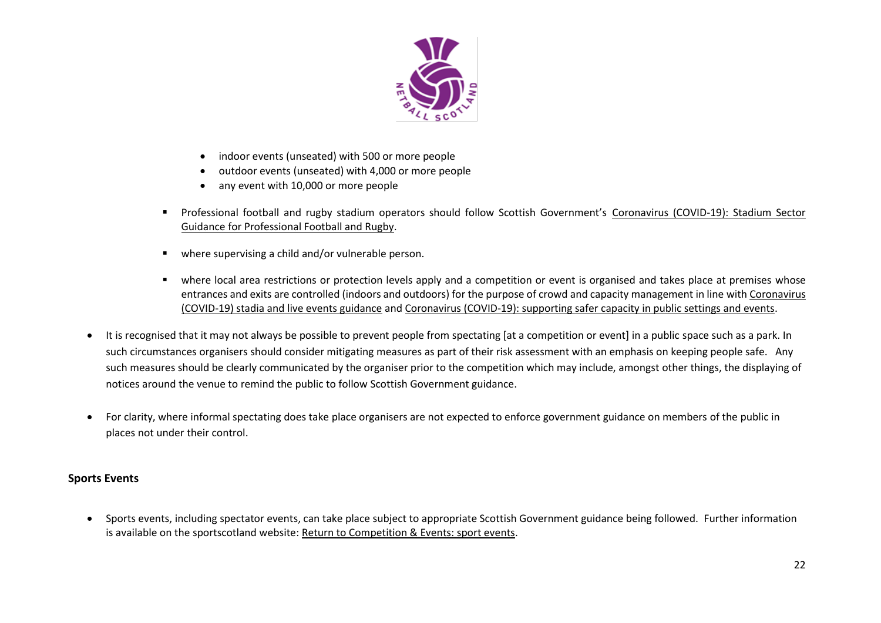- indoor events (unseated) with 500 or more people
- outdoor events (unseated) with 4,000 or more people
- any event with 10,000 or more people

  - Professional football and rugby stadium operators should follow Scottish Government's Coronavirus (COVID-19): Stadium Sector Guidance for Professional Football and Rugby.

  - where supervising a child and/or vulnerable person.

  - where local area restrictions or protection levels apply and a competition or event is organised and takes place at premises whose entrances and exits are controlled (indoors and outdoors) for the purpose of crowd and capacity management in line with Coronavirus (COVID-19) stadia and live events guidance and Coronavirus (COVID-19): supporting safer capacity in public settings and events.

- It is recognised that it may not always be possible to prevent people from spectating [at a competition or event] in a public space such as a park. In such circumstances organisers should consider mitigating measures as part of their risk assessment with an emphasis on keeping people safe. Any such measures should be clearly communicated by the organiser prior to the competition which may include, amongst other things, the displaying of notices around the venue to remind the public to follow Scottish Government guidance.

- For clarity, where informal spectating does take place organisers are not expected to enforce government guidance on members of the public in places not under their control.

**Sports Events**

- Sports events, including spectator events, can take place subject to appropriate Scottish Government guidance being followed. Further information is available on the sportscotland website: Return to Competition & Events: sport events.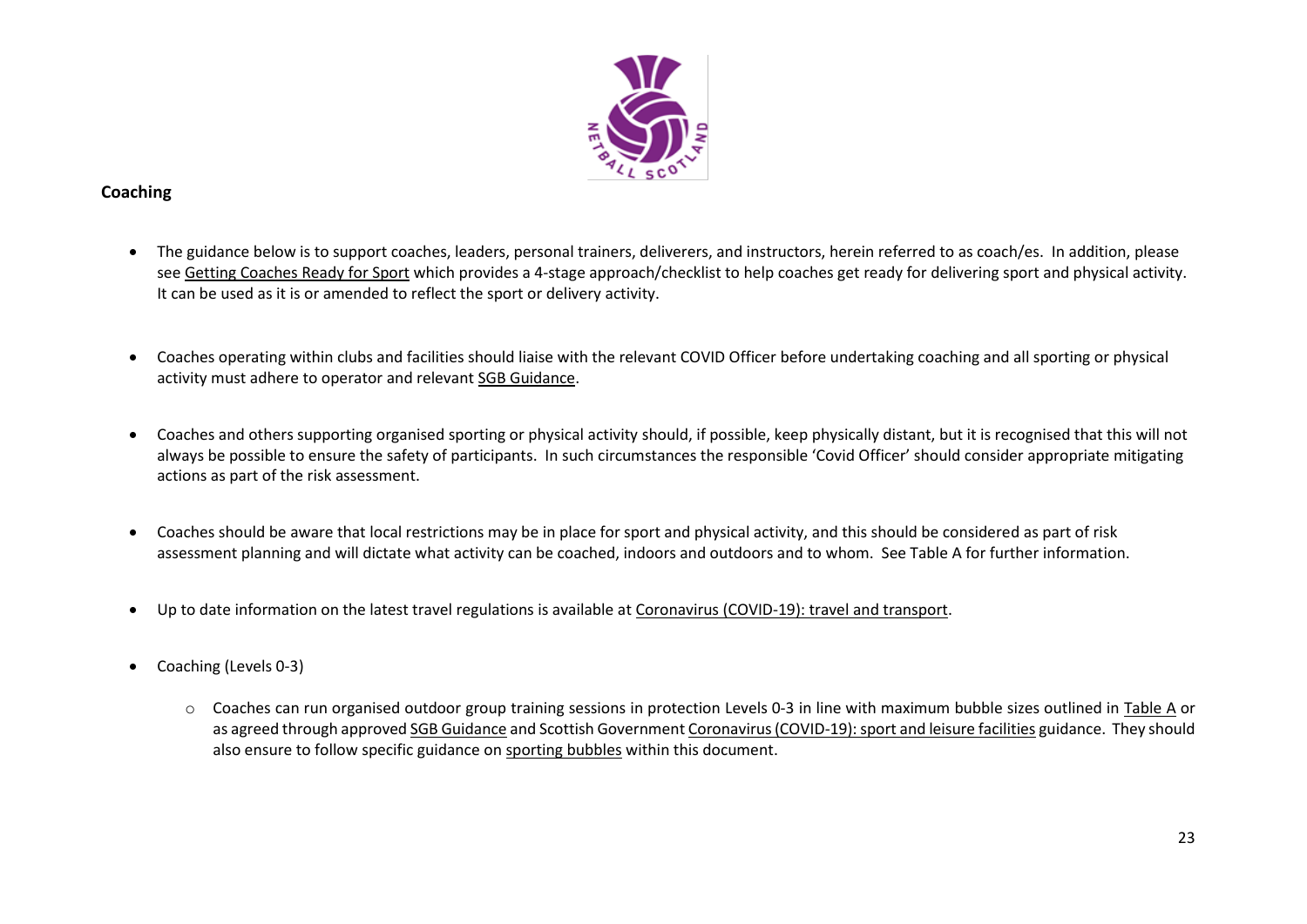## Coaching

- The guidance below is to support coaches, leaders, personal trainers, deliverers, and instructors, herein referred to as coach/es. In addition, please see Getting Coaches Ready for Sport which provides a 4-stage approach/checklist to help coaches get ready for delivering sport and physical activity. It can be used as it is or amended to reflect the sport or delivery activity.

- Coaches operating within clubs and facilities should liaise with the relevant COVID Officer before undertaking coaching and all sporting or physical activity must adhere to operator and relevant SGB Guidance.

- Coaches and others supporting organised sporting or physical activity should, if possible, keep physically distant, but it is recognised that this will not always be possible to ensure the safety of participants. In such circumstances the responsible 'Covid Officer' should consider appropriate mitigating actions as part of the risk assessment.

- Coaches should be aware that local restrictions may be in place for sport and physical activity, and this should be considered as part of risk assessment planning and will dictate what activity can be coached, indoors and outdoors and to whom. See Table A for further information.

- Up to date information on the latest travel regulations is available at Coronavirus (COVID-19): travel and transport.

- Coaching (Levels 0-3)

    - Coaches can run organised outdoor group training sessions in protection Levels 0-3 in line with maximum bubble sizes outlined in Table A or as agreed through approved SGB Guidance and Scottish Government Coronavirus (COVID-19): sport and leisure facilities guidance. They should also ensure to follow specific guidance on sporting bubbles within this document.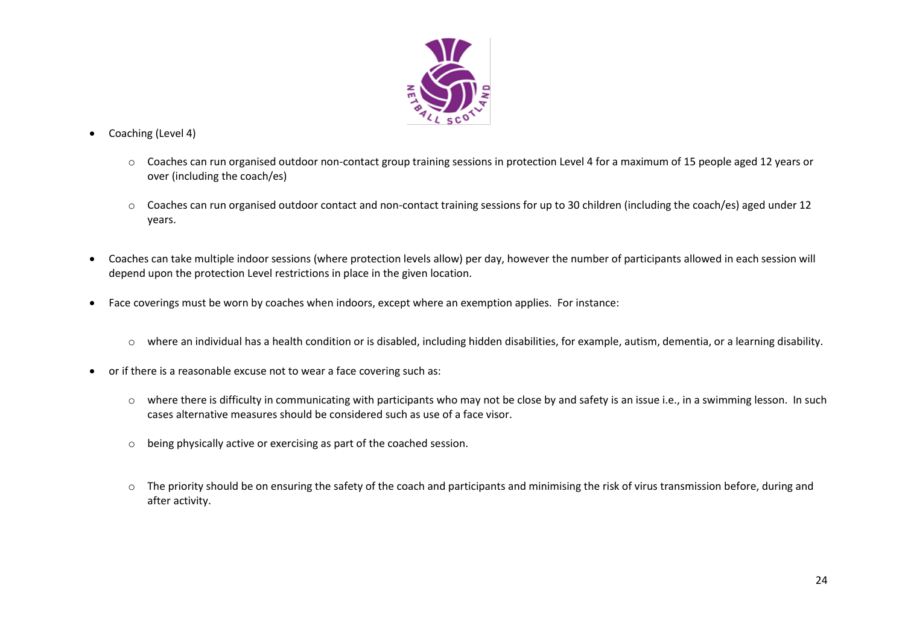- Coaching (Level 4)

  - Coaches can run organised outdoor non-contact group training sessions in protection Level 4 for a maximum of 15 people aged 12 years or over (including the coach/es)

  - Coaches can run organised outdoor contact and non-contact training sessions for up to 30 children (including the coach/es) aged under 12 years.

- Coaches can take multiple indoor sessions (where protection levels allow) per day, however the number of participants allowed in each session will depend upon the protection Level restrictions in place in the given location.

- Face coverings must be worn by coaches when indoors, except where an exemption applies. For instance:

  - where an individual has a health condition or is disabled, including hidden disabilities, for example, autism, dementia, or a learning disability.

- or if there is a reasonable excuse not to wear a face covering such as:

  - where there is difficulty in communicating with participants who may not be close by and safety is an issue i.e., in a swimming lesson. In such cases alternative measures should be considered such as use of a face visor.

  - being physically active or exercising as part of the coached session.

  - The priority should be on ensuring the safety of the coach and participants and minimising the risk of virus transmission before, during and after activity.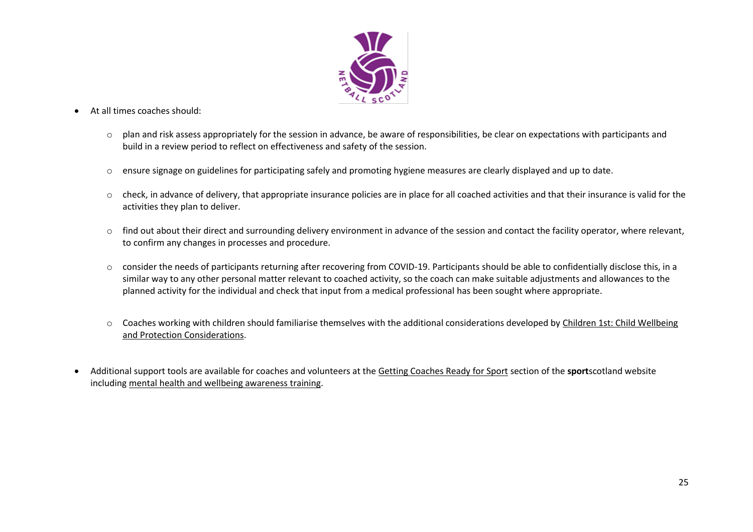- At all times coaches should:

  - plan and risk assess appropriately for the session in advance, be aware of responsibilities, be clear on expectations with participants and build in a review period to reflect on effectiveness and safety of the session.

  - ensure signage on guidelines for participating safely and promoting hygiene measures are clearly displayed and up to date.

  - check, in advance of delivery, that appropriate insurance policies are in place for all coached activities and that their insurance is valid for the activities they plan to deliver.

  - find out about their direct and surrounding delivery environment in advance of the session and contact the facility operator, where relevant, to confirm any changes in processes and procedure.

  - consider the needs of participants returning after recovering from COVID-19. Participants should be able to confidentially disclose this, in a similar way to any other personal matter relevant to coached activity, so the coach can make suitable adjustments and allowances to the planned activity for the individual and check that input from a medical professional has been sought where appropriate.

  - Coaches working with children should familiarise themselves with the additional considerations developed by Children 1st: Child Wellbeing and Protection Considerations.

- Additional support tools are available for coaches and volunteers at the Getting Coaches Ready for Sport section of the **sport**scotland website including mental health and wellbeing awareness training.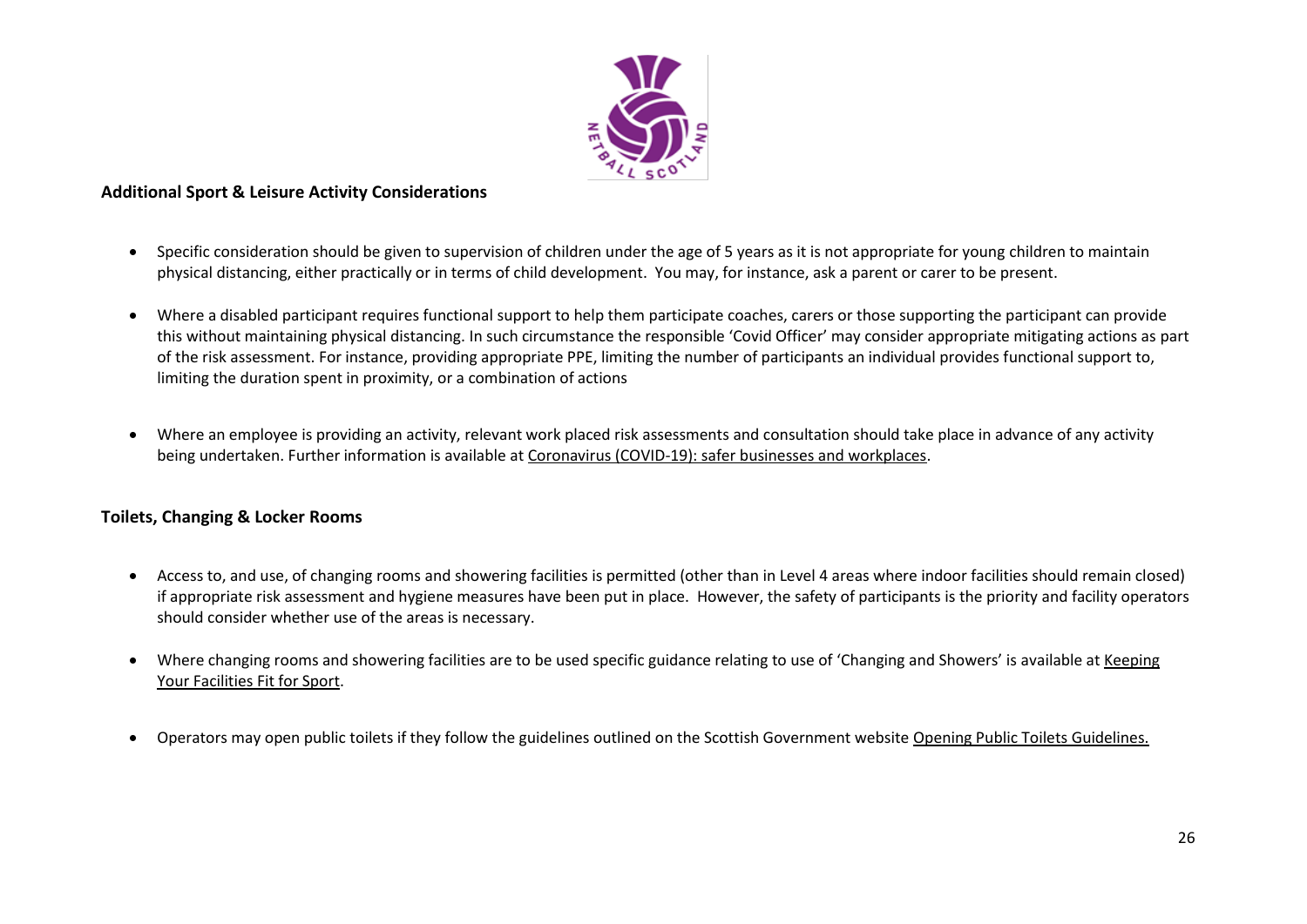## Additional Sport & Leisure Activity Considerations

- Specific consideration should be given to supervision of children under the age of 5 years as it is not appropriate for young children to maintain physical distancing, either practically or in terms of child development. You may, for instance, ask a parent or carer to be present.

- Where a disabled participant requires functional support to help them participate coaches, carers or those supporting the participant can provide this without maintaining physical distancing. In such circumstance the responsible 'Covid Officer' may consider appropriate mitigating actions as part of the risk assessment. For instance, providing appropriate PPE, limiting the number of participants an individual provides functional support to, limiting the duration spent in proximity, or a combination of actions

- Where an employee is providing an activity, relevant work placed risk assessments and consultation should take place in advance of any activity being undertaken. Further information is available at Coronavirus (COVID-19): safer businesses and workplaces.

## Toilets, Changing & Locker Rooms

- Access to, and use, of changing rooms and showering facilities is permitted (other than in Level 4 areas where indoor facilities should remain closed) if appropriate risk assessment and hygiene measures have been put in place. However, the safety of participants is the priority and facility operators should consider whether use of the areas is necessary.

- Where changing rooms and showering facilities are to be used specific guidance relating to use of 'Changing and Showers' is available at Keeping Your Facilities Fit for Sport.

- Operators may open public toilets if they follow the guidelines outlined on the Scottish Government website Opening Public Toilets Guidelines.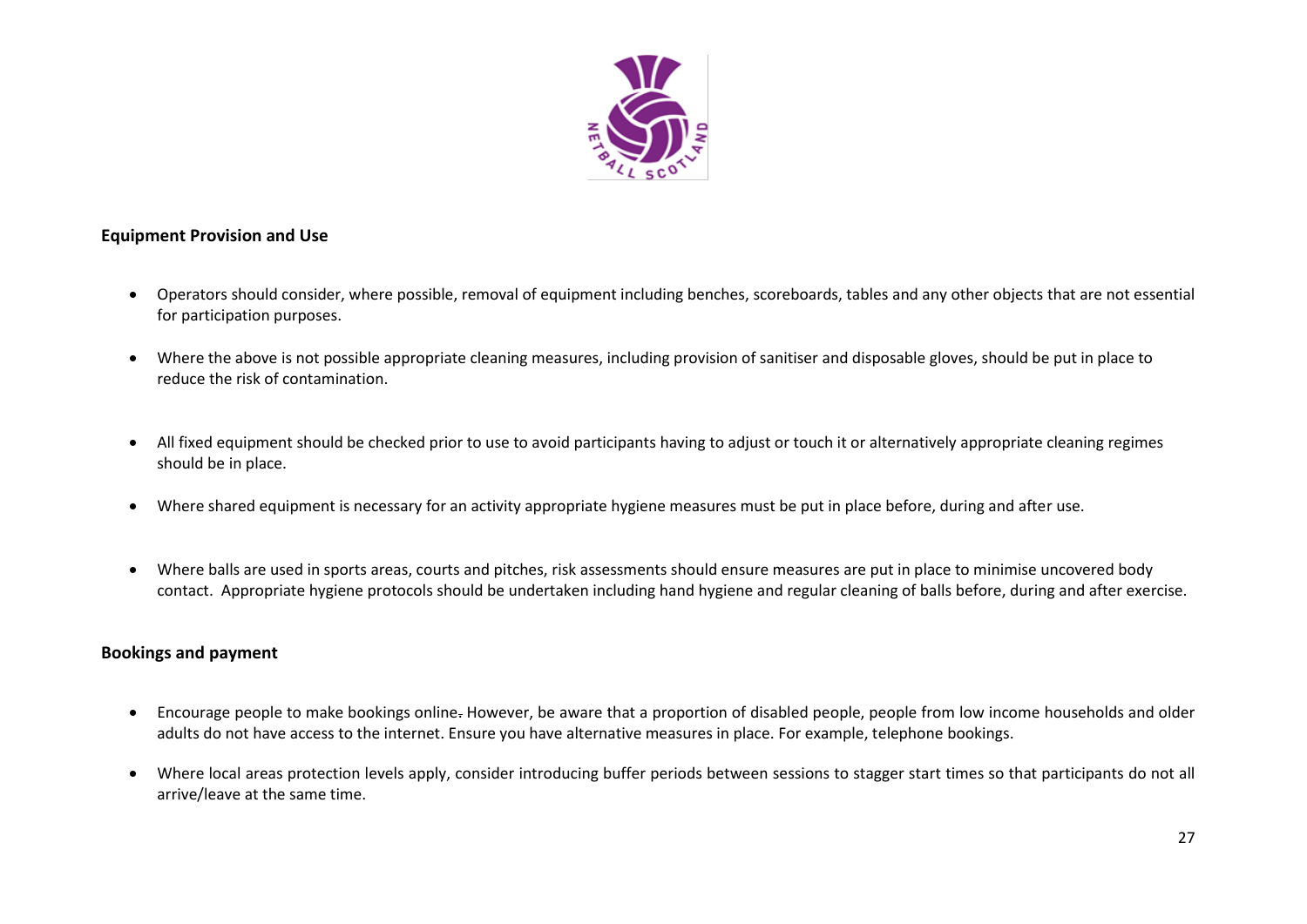**Equipment Provision and Use**

- Operators should consider, where possible, removal of equipment including benches, scoreboards, tables and any other objects that are not essential for participation purposes.
- Where the above is not possible appropriate cleaning measures, including provision of sanitiser and disposable gloves, should be put in place to reduce the risk of contamination.
- All fixed equipment should be checked prior to use to avoid participants having to adjust or touch it or alternatively appropriate cleaning regimes should be in place.
- Where shared equipment is necessary for an activity appropriate hygiene measures must be put in place before, during and after use.
- Where balls are used in sports areas, courts and pitches, risk assessments should ensure measures are put in place to minimise uncovered body contact. Appropriate hygiene protocols should be undertaken including hand hygiene and regular cleaning of balls before, during and after exercise.

**Bookings and payment**

- Encourage people to make bookings online. However, be aware that a proportion of disabled people, people from low income households and older adults do not have access to the internet. Ensure you have alternative measures in place. For example, telephone bookings.
- Where local areas protection levels apply, consider introducing buffer periods between sessions to stagger start times so that participants do not all arrive/leave at the same time.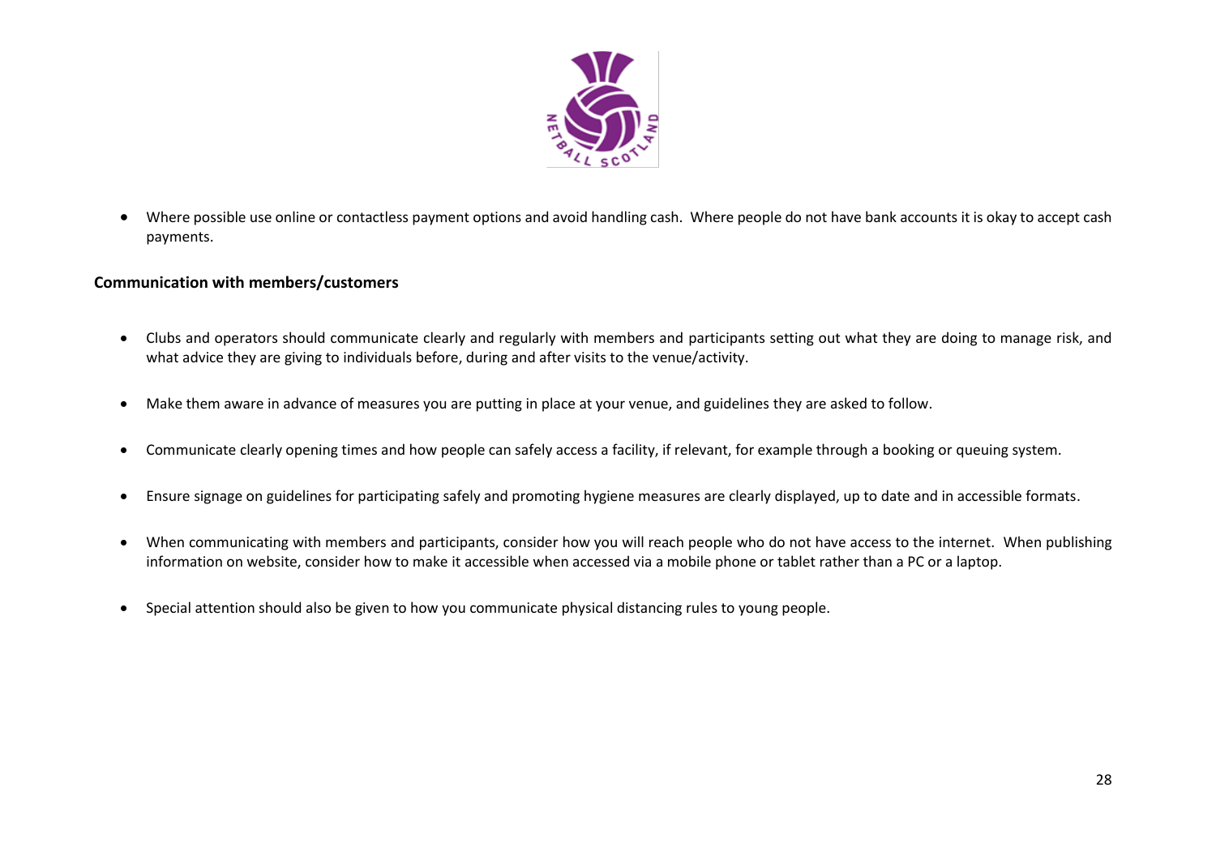- Where possible use online or contactless payment options and avoid handling cash. Where people do not have bank accounts it is okay to accept cash payments.

**Communication with members/customers**

- Clubs and operators should communicate clearly and regularly with members and participants setting out what they are doing to manage risk, and what advice they are giving to individuals before, during and after visits to the venue/activity.

- Make them aware in advance of measures you are putting in place at your venue, and guidelines they are asked to follow.

- Communicate clearly opening times and how people can safely access a facility, if relevant, for example through a booking or queuing system.

- Ensure signage on guidelines for participating safely and promoting hygiene measures are clearly displayed, up to date and in accessible formats.

- When communicating with members and participants, consider how you will reach people who do not have access to the internet. When publishing information on website, consider how to make it accessible when accessed via a mobile phone or tablet rather than a PC or a laptop.

- Special attention should also be given to how you communicate physical distancing rules to young people.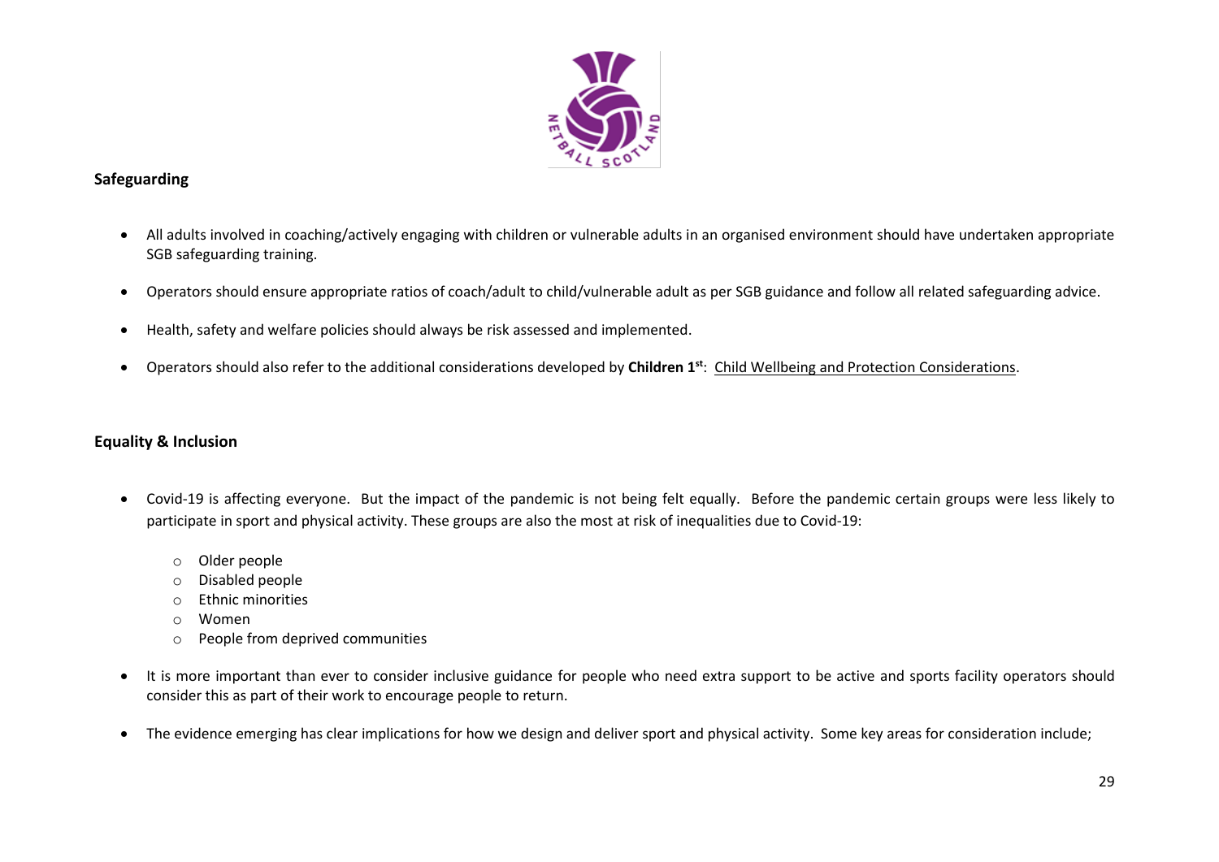## Safeguarding

- All adults involved in coaching/actively engaging with children or vulnerable adults in an organised environment should have undertaken appropriate SGB safeguarding training.
- Operators should ensure appropriate ratios of coach/adult to child/vulnerable adult as per SGB guidance and follow all related safeguarding advice.
- Health, safety and welfare policies should always be risk assessed and implemented.
- Operators should also refer to the additional considerations developed by **Children 1st**: Child Wellbeing and Protection Considerations.

## Equality & Inclusion

- Covid-19 is affecting everyone. But the impact of the pandemic is not being felt equally. Before the pandemic certain groups were less likely to participate in sport and physical activity. These groups are also the most at risk of inequalities due to Covid-19:
  - Older people
  - Disabled people
  - Ethnic minorities
  - Women
  - People from deprived communities
- It is more important than ever to consider inclusive guidance for people who need extra support to be active and sports facility operators should consider this as part of their work to encourage people to return.
- The evidence emerging has clear implications for how we design and deliver sport and physical activity. Some key areas for consideration include;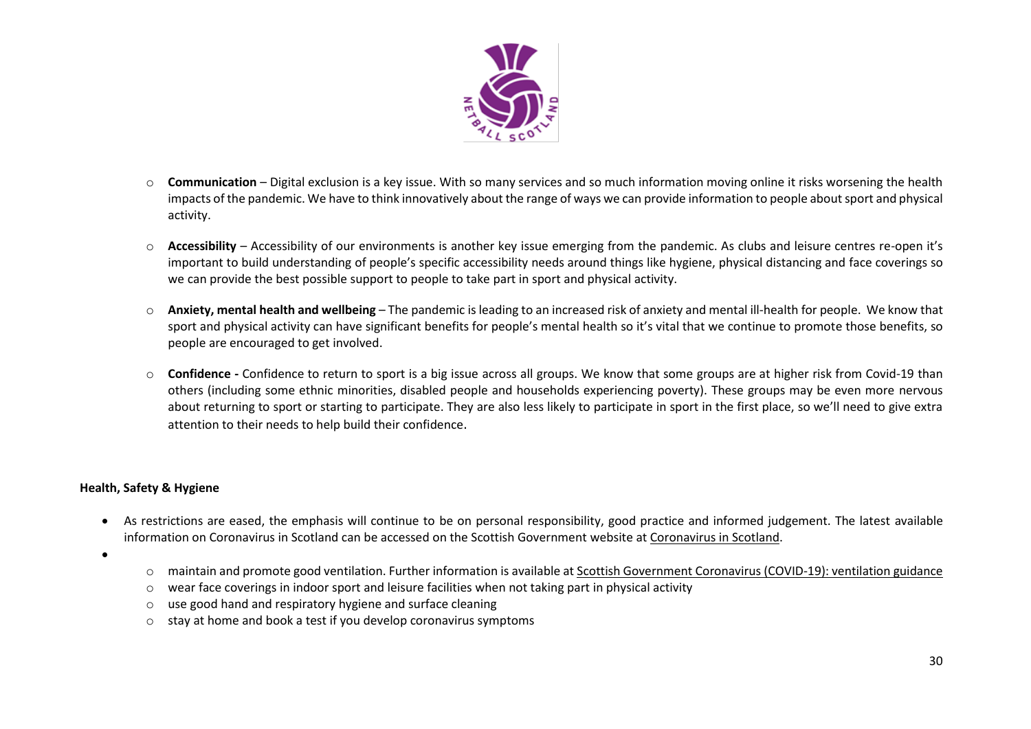- **Communication** – Digital exclusion is a key issue. With so many services and so much information moving online it risks worsening the health impacts of the pandemic. We have to think innovatively about the range of ways we can provide information to people about sport and physical activity.
- **Accessibility** – Accessibility of our environments is another key issue emerging from the pandemic. As clubs and leisure centres re-open it's important to build understanding of people's specific accessibility needs around things like hygiene, physical distancing and face coverings so we can provide the best possible support to people to take part in sport and physical activity.
- **Anxiety, mental health and wellbeing** – The pandemic is leading to an increased risk of anxiety and mental ill-health for people. We know that sport and physical activity can have significant benefits for people's mental health so it's vital that we continue to promote those benefits, so people are encouraged to get involved.
- **Confidence -** Confidence to return to sport is a big issue across all groups. We know that some groups are at higher risk from Covid-19 than others (including some ethnic minorities, disabled people and households experiencing poverty). These groups may be even more nervous about returning to sport or starting to participate. They are also less likely to participate in sport in the first place, so we'll need to give extra attention to their needs to help build their confidence.

**Health, Safety & Hygiene**

- As restrictions are eased, the emphasis will continue to be on personal responsibility, good practice and informed judgement. The latest available information on Coronavirus in Scotland can be accessed on the Scottish Government website at Coronavirus in Scotland.
- 
  - maintain and promote good ventilation. Further information is available at Scottish Government Coronavirus (COVID-19): ventilation guidance
  - wear face coverings in indoor sport and leisure facilities when not taking part in physical activity
  - use good hand and respiratory hygiene and surface cleaning
  - stay at home and book a test if you develop coronavirus symptoms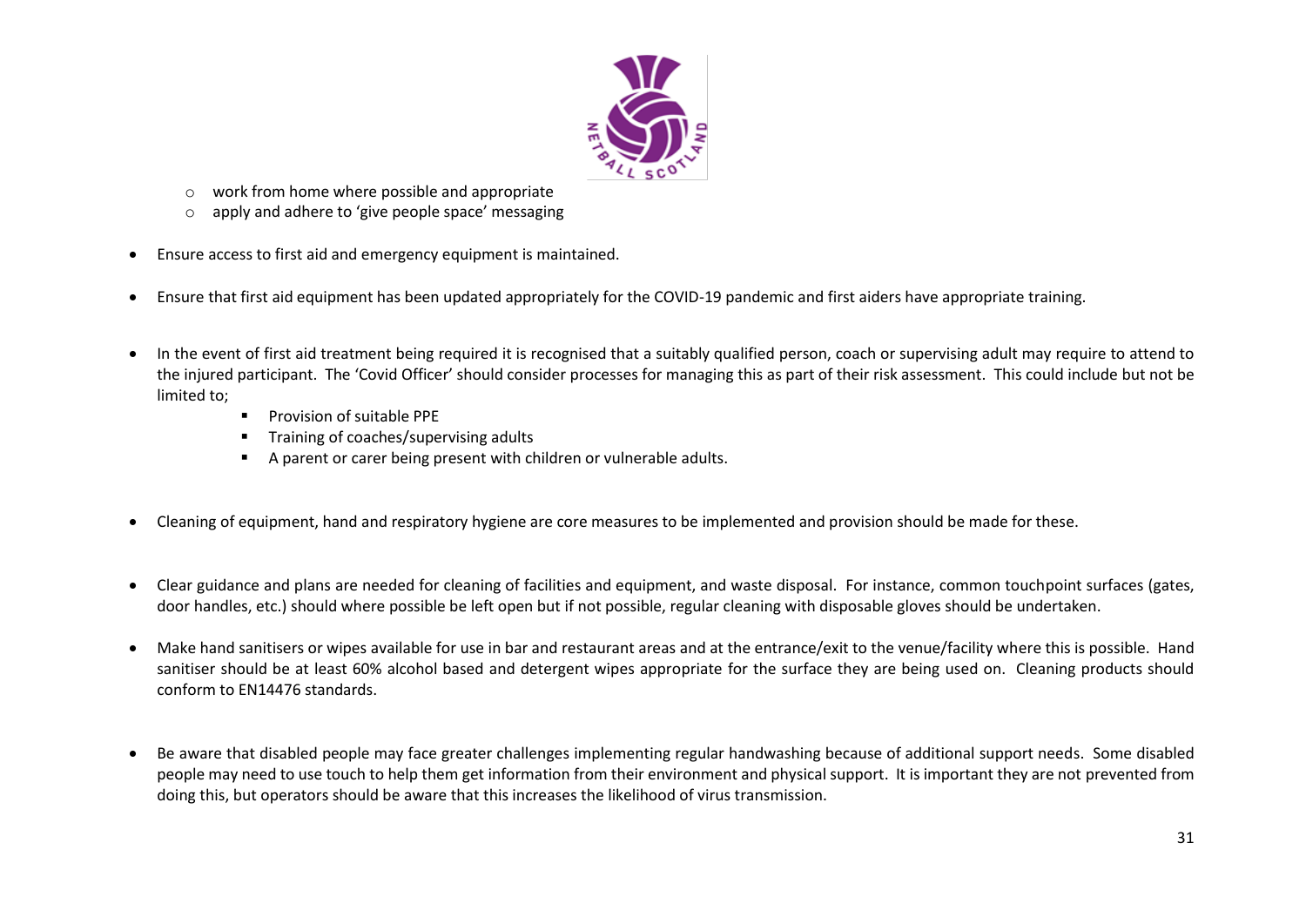- work from home where possible and appropriate
- apply and adhere to 'give people space' messaging

- Ensure access to first aid and emergency equipment is maintained.

- Ensure that first aid equipment has been updated appropriately for the COVID-19 pandemic and first aiders have appropriate training.

- In the event of first aid treatment being required it is recognised that a suitably qualified person, coach or supervising adult may require to attend to the injured participant. The 'Covid Officer' should consider processes for managing this as part of their risk assessment. This could include but not be limited to;
  - Provision of suitable PPE
  - Training of coaches/supervising adults
  - A parent or carer being present with children or vulnerable adults.

- Cleaning of equipment, hand and respiratory hygiene are core measures to be implemented and provision should be made for these.

- Clear guidance and plans are needed for cleaning of facilities and equipment, and waste disposal. For instance, common touchpoint surfaces (gates, door handles, etc.) should where possible be left open but if not possible, regular cleaning with disposable gloves should be undertaken.

- Make hand sanitisers or wipes available for use in bar and restaurant areas and at the entrance/exit to the venue/facility where this is possible. Hand sanitiser should be at least 60% alcohol based and detergent wipes appropriate for the surface they are being used on. Cleaning products should conform to EN14476 standards.

- Be aware that disabled people may face greater challenges implementing regular handwashing because of additional support needs. Some disabled people may need to use touch to help them get information from their environment and physical support. It is important they are not prevented from doing this, but operators should be aware that this increases the likelihood of virus transmission.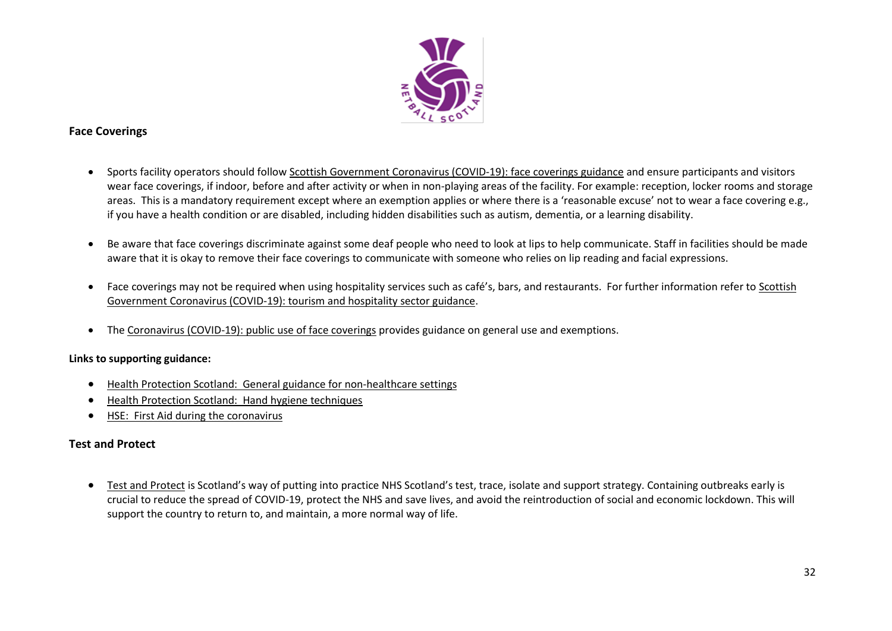## Face Coverings

- Sports facility operators should follow Scottish Government Coronavirus (COVID-19): face coverings guidance and ensure participants and visitors wear face coverings, if indoor, before and after activity or when in non-playing areas of the facility. For example: reception, locker rooms and storage areas. This is a mandatory requirement except where an exemption applies or where there is a 'reasonable excuse' not to wear a face covering e.g., if you have a health condition or are disabled, including hidden disabilities such as autism, dementia, or a learning disability.

- Be aware that face coverings discriminate against some deaf people who need to look at lips to help communicate. Staff in facilities should be made aware that it is okay to remove their face coverings to communicate with someone who relies on lip reading and facial expressions.

- Face coverings may not be required when using hospitality services such as café's, bars, and restaurants. For further information refer to Scottish Government Coronavirus (COVID-19): tourism and hospitality sector guidance.

- The Coronavirus (COVID-19): public use of face coverings provides guidance on general use and exemptions.

**Links to supporting guidance:**

- Health Protection Scotland: General guidance for non-healthcare settings
- Health Protection Scotland: Hand hygiene techniques
- HSE: First Aid during the coronavirus

## Test and Protect

- Test and Protect is Scotland's way of putting into practice NHS Scotland's test, trace, isolate and support strategy. Containing outbreaks early is crucial to reduce the spread of COVID-19, protect the NHS and save lives, and avoid the reintroduction of social and economic lockdown. This will support the country to return to, and maintain, a more normal way of life.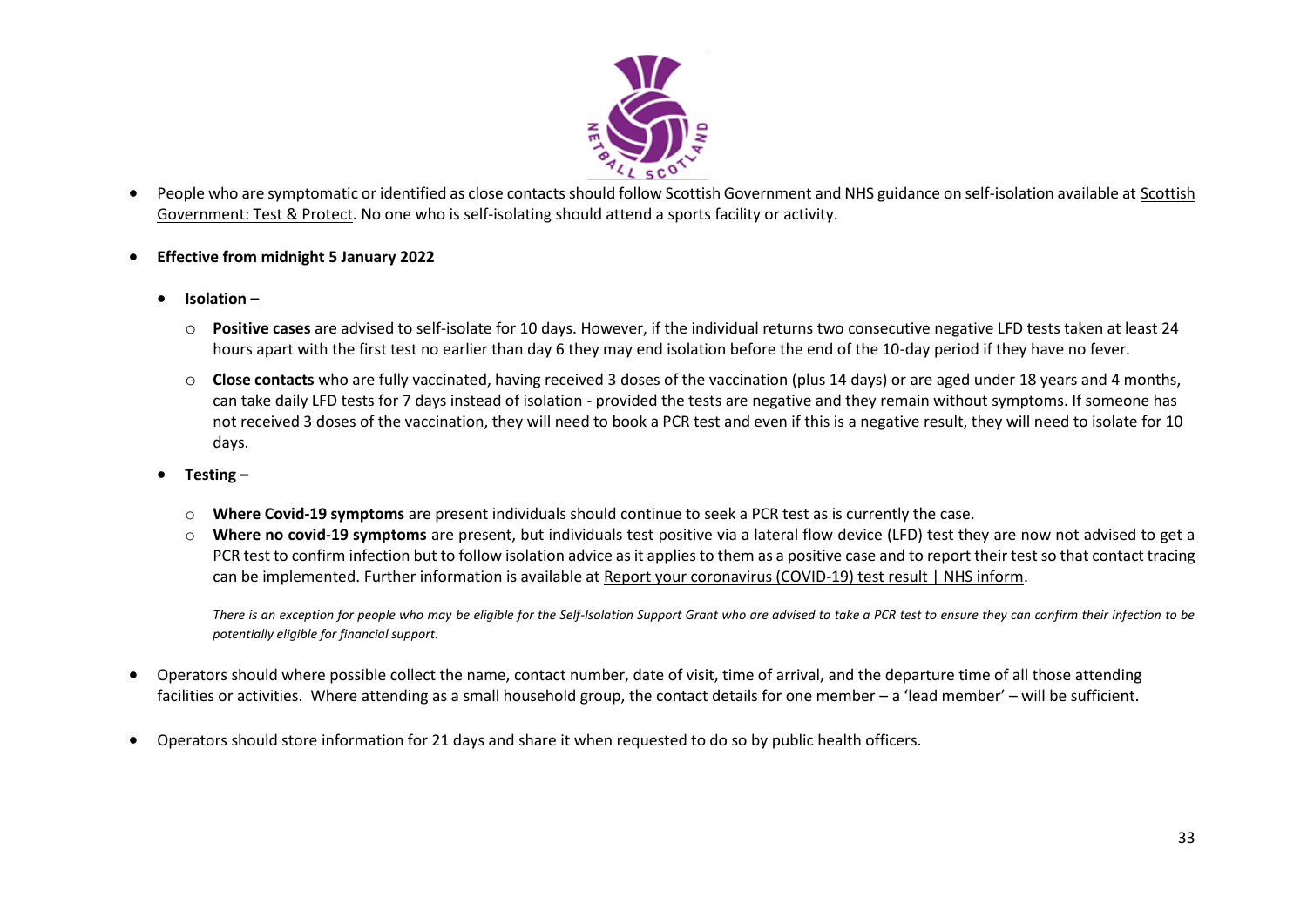- People who are symptomatic or identified as close contacts should follow Scottish Government and NHS guidance on self-isolation available at Scottish Government: Test & Protect. No one who is self-isolating should attend a sports facility or activity.

- **Effective from midnight 5 January 2022**

  - **Isolation –**

    - **Positive cases** are advised to self-isolate for 10 days. However, if the individual returns two consecutive negative LFD tests taken at least 24 hours apart with the first test no earlier than day 6 they may end isolation before the end of the 10-day period if they have no fever.

    - **Close contacts** who are fully vaccinated, having received 3 doses of the vaccination (plus 14 days) or are aged under 18 years and 4 months, can take daily LFD tests for 7 days instead of isolation - provided the tests are negative and they remain without symptoms. If someone has not received 3 doses of the vaccination, they will need to book a PCR test and even if this is a negative result, they will need to isolate for 10 days.

  - **Testing –**

    - **Where Covid-19 symptoms** are present individuals should continue to seek a PCR test as is currently the case.
    - **Where no covid-19 symptoms** are present, but individuals test positive via a lateral flow device (LFD) test they are now not advised to get a PCR test to confirm infection but to follow isolation advice as it applies to them as a positive case and to report their test so that contact tracing can be implemented. Further information is available at Report your coronavirus (COVID-19) test result | NHS inform.

    *There is an exception for people who may be eligible for the Self-Isolation Support Grant who are advised to take a PCR test to ensure they can confirm their infection to be potentially eligible for financial support.*

- Operators should where possible collect the name, contact number, date of visit, time of arrival, and the departure time of all those attending facilities or activities. Where attending as a small household group, the contact details for one member – a 'lead member' – will be sufficient.

- Operators should store information for 21 days and share it when requested to do so by public health officers.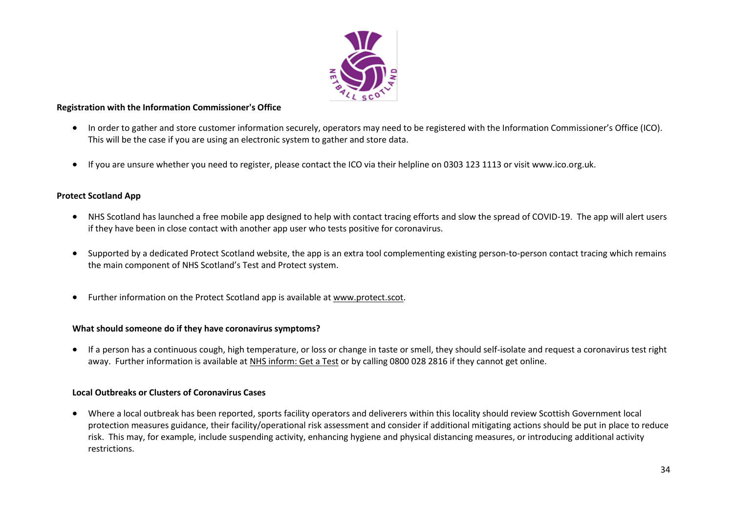**Registration with the Information Commissioner's Office**

- In order to gather and store customer information securely, operators may need to be registered with the Information Commissioner's Office (ICO). This will be the case if you are using an electronic system to gather and store data.
- If you are unsure whether you need to register, please contact the ICO via their helpline on 0303 123 1113 or visit www.ico.org.uk.

**Protect Scotland App**

- NHS Scotland has launched a free mobile app designed to help with contact tracing efforts and slow the spread of COVID-19. The app will alert users if they have been in close contact with another app user who tests positive for coronavirus.
- Supported by a dedicated Protect Scotland website, the app is an extra tool complementing existing person-to-person contact tracing which remains the main component of NHS Scotland's Test and Protect system.
- Further information on the Protect Scotland app is available at www.protect.scot.

**What should someone do if they have coronavirus symptoms?**

- If a person has a continuous cough, high temperature, or loss or change in taste or smell, they should self-isolate and request a coronavirus test right away. Further information is available at NHS inform: Get a Test or by calling 0800 028 2816 if they cannot get online.

**Local Outbreaks or Clusters of Coronavirus Cases**

- Where a local outbreak has been reported, sports facility operators and deliverers within this locality should review Scottish Government local protection measures guidance, their facility/operational risk assessment and consider if additional mitigating actions should be put in place to reduce risk. This may, for example, include suspending activity, enhancing hygiene and physical distancing measures, or introducing additional activity restrictions.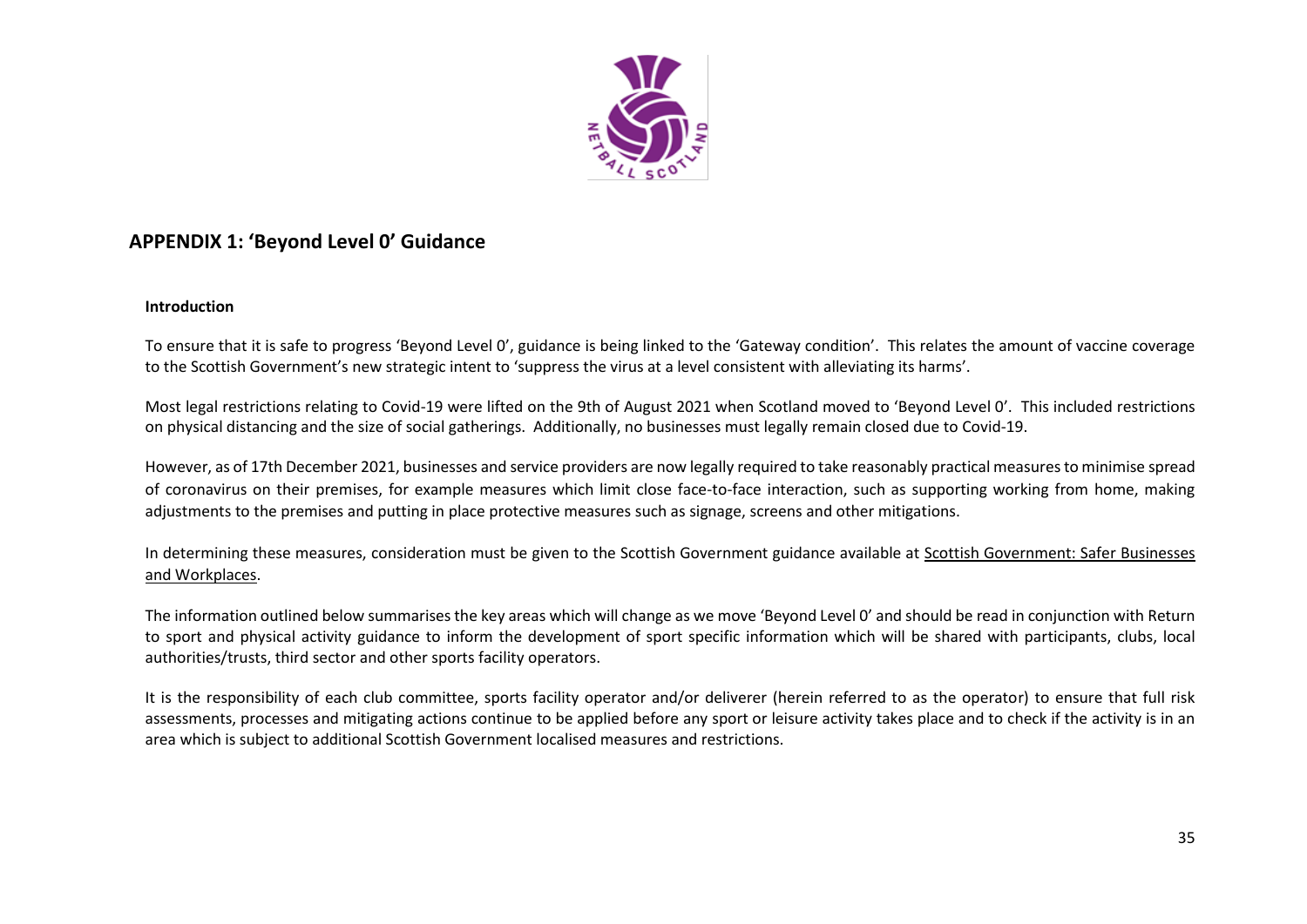## APPENDIX 1: 'Beyond Level 0' Guidance

**Introduction**

To ensure that it is safe to progress 'Beyond Level 0', guidance is being linked to the 'Gateway condition'. This relates the amount of vaccine coverage to the Scottish Government's new strategic intent to 'suppress the virus at a level consistent with alleviating its harms'.

Most legal restrictions relating to Covid-19 were lifted on the 9th of August 2021 when Scotland moved to 'Beyond Level 0'. This included restrictions on physical distancing and the size of social gatherings. Additionally, no businesses must legally remain closed due to Covid-19.

However, as of 17th December 2021, businesses and service providers are now legally required to take reasonably practical measures to minimise spread of coronavirus on their premises, for example measures which limit close face-to-face interaction, such as supporting working from home, making adjustments to the premises and putting in place protective measures such as signage, screens and other mitigations.

In determining these measures, consideration must be given to the Scottish Government guidance available at Scottish Government: Safer Businesses and Workplaces.

The information outlined below summarises the key areas which will change as we move 'Beyond Level 0' and should be read in conjunction with Return to sport and physical activity guidance to inform the development of sport specific information which will be shared with participants, clubs, local authorities/trusts, third sector and other sports facility operators.

It is the responsibility of each club committee, sports facility operator and/or deliverer (herein referred to as the operator) to ensure that full risk assessments, processes and mitigating actions continue to be applied before any sport or leisure activity takes place and to check if the activity is in an area which is subject to additional Scottish Government localised measures and restrictions.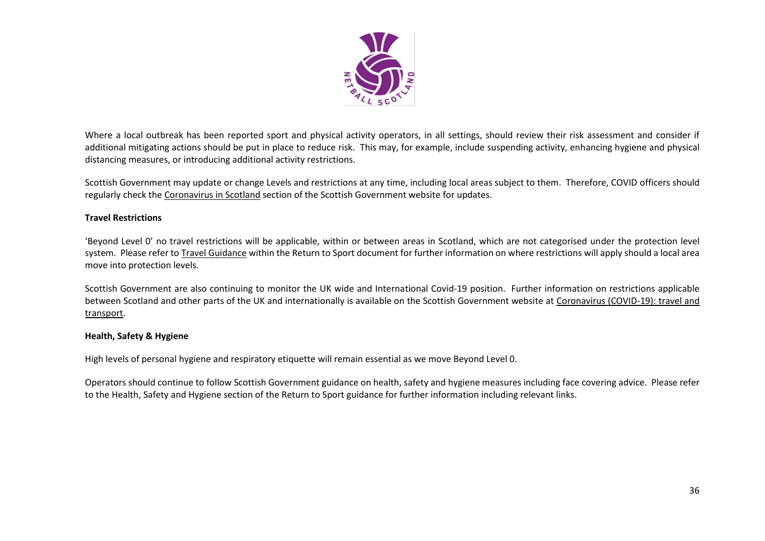Where a local outbreak has been reported sport and physical activity operators, in all settings, should review their risk assessment and consider if additional mitigating actions should be put in place to reduce risk. This may, for example, include suspending activity, enhancing hygiene and physical distancing measures, or introducing additional activity restrictions.

Scottish Government may update or change Levels and restrictions at any time, including local areas subject to them. Therefore, COVID officers should regularly check the Coronavirus in Scotland section of the Scottish Government website for updates.

**Travel Restrictions**

'Beyond Level 0' no travel restrictions will be applicable, within or between areas in Scotland, which are not categorised under the protection level system. Please refer to Travel Guidance within the Return to Sport document for further information on where restrictions will apply should a local area move into protection levels.

Scottish Government are also continuing to monitor the UK wide and International Covid-19 position. Further information on restrictions applicable between Scotland and other parts of the UK and internationally is available on the Scottish Government website at Coronavirus (COVID-19): travel and transport.

**Health, Safety & Hygiene**

High levels of personal hygiene and respiratory etiquette will remain essential as we move Beyond Level 0.

Operators should continue to follow Scottish Government guidance on health, safety and hygiene measures including face covering advice. Please refer to the Health, Safety and Hygiene section of the Return to Sport guidance for further information including relevant links.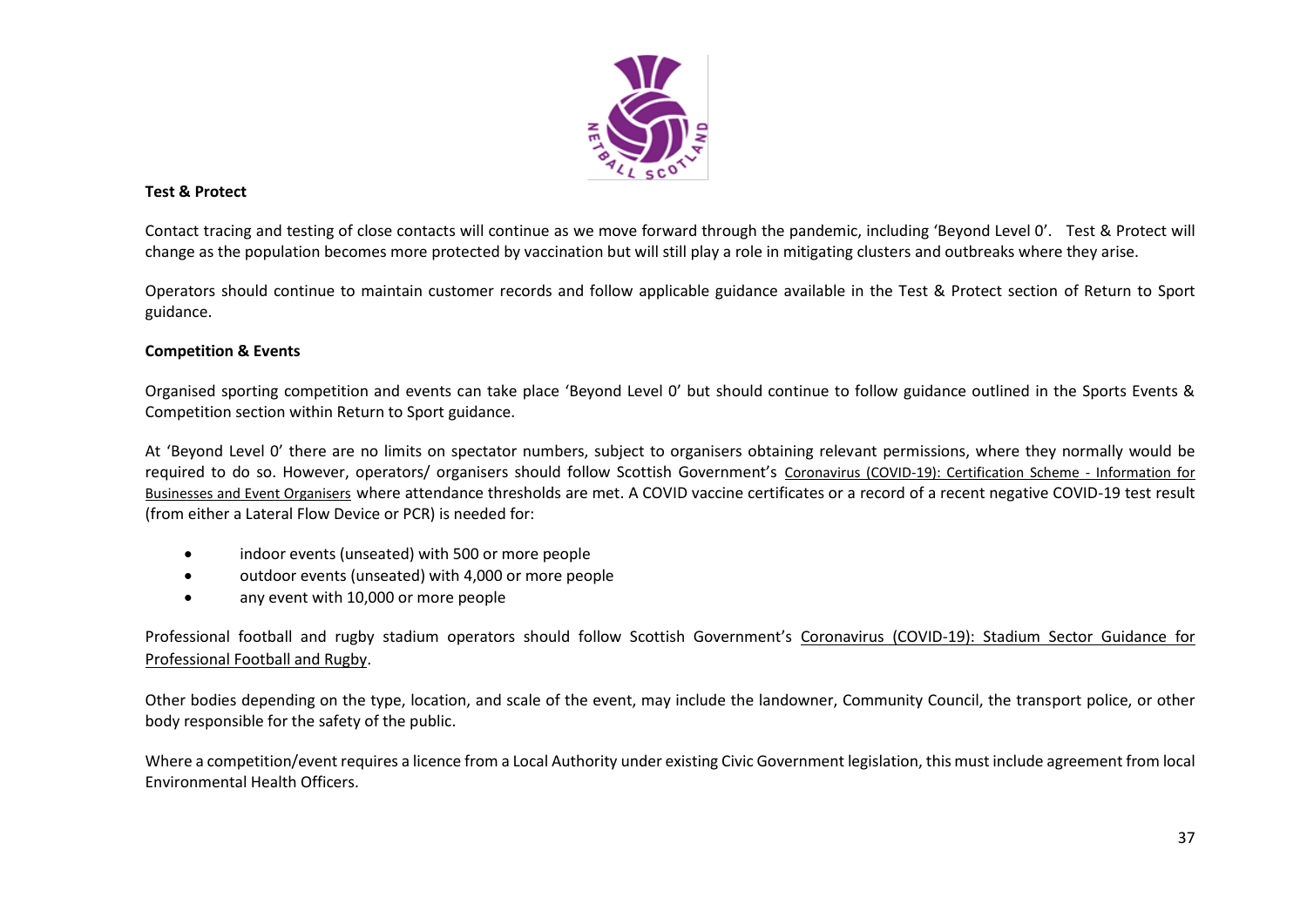**Test & Protect**

Contact tracing and testing of close contacts will continue as we move forward through the pandemic, including 'Beyond Level 0'. Test & Protect will change as the population becomes more protected by vaccination but will still play a role in mitigating clusters and outbreaks where they arise.

Operators should continue to maintain customer records and follow applicable guidance available in the Test & Protect section of Return to Sport guidance.

**Competition & Events**

Organised sporting competition and events can take place 'Beyond Level 0' but should continue to follow guidance outlined in the Sports Events & Competition section within Return to Sport guidance.

At 'Beyond Level 0' there are no limits on spectator numbers, subject to organisers obtaining relevant permissions, where they normally would be required to do so. However, operators/ organisers should follow Scottish Government's Coronavirus (COVID-19): Certification Scheme - Information for Businesses and Event Organisers where attendance thresholds are met. A COVID vaccine certificates or a record of a recent negative COVID-19 test result (from either a Lateral Flow Device or PCR) is needed for:

- indoor events (unseated) with 500 or more people
- outdoor events (unseated) with 4,000 or more people
- any event with 10,000 or more people

Professional football and rugby stadium operators should follow Scottish Government's Coronavirus (COVID-19): Stadium Sector Guidance for Professional Football and Rugby.

Other bodies depending on the type, location, and scale of the event, may include the landowner, Community Council, the transport police, or other body responsible for the safety of the public.

Where a competition/event requires a licence from a Local Authority under existing Civic Government legislation, this must include agreement from local Environmental Health Officers.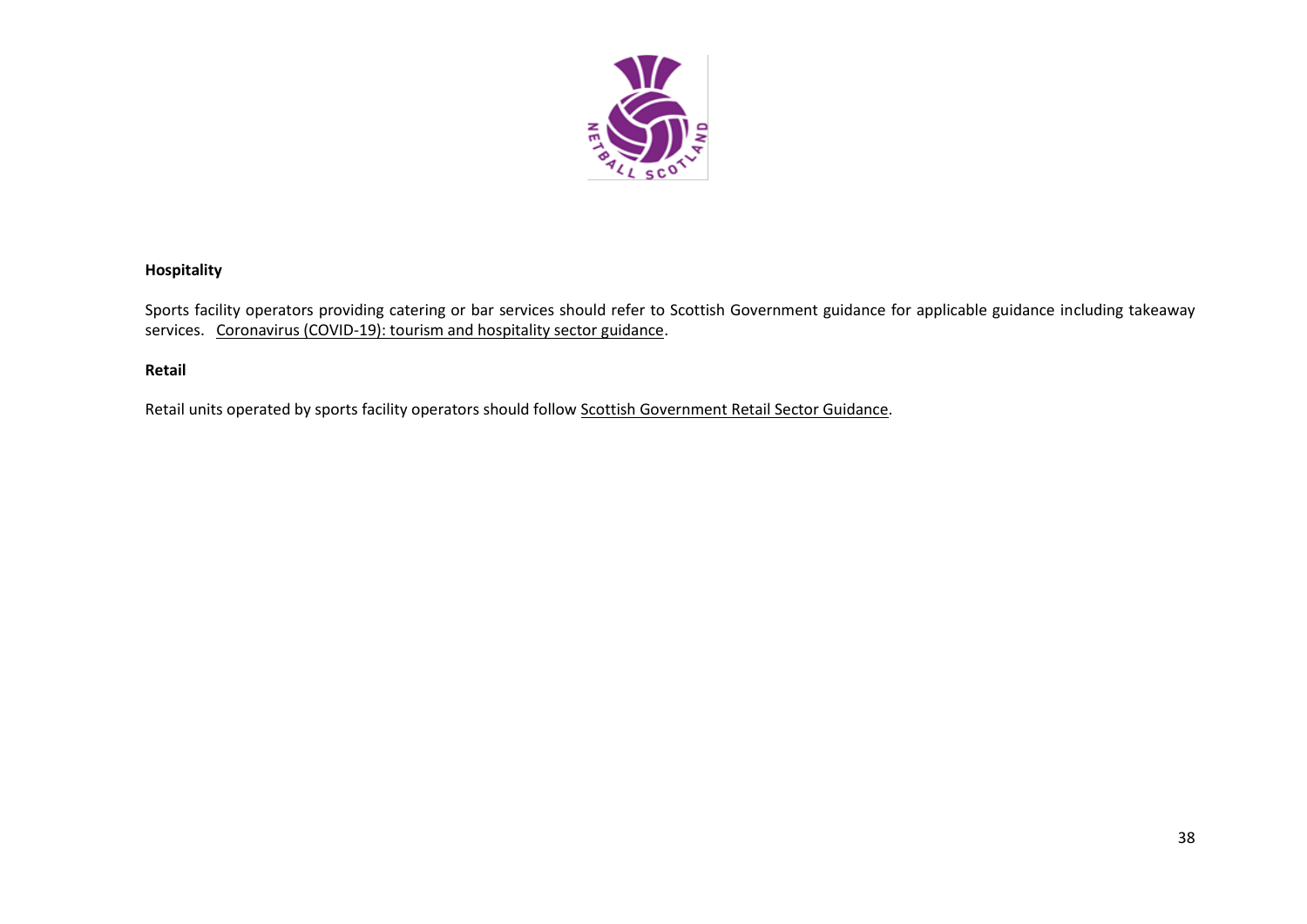**Hospitality**

Sports facility operators providing catering or bar services should refer to Scottish Government guidance for applicable guidance including takeaway services. Coronavirus (COVID-19): tourism and hospitality sector guidance.

**Retail**

Retail units operated by sports facility operators should follow Scottish Government Retail Sector Guidance.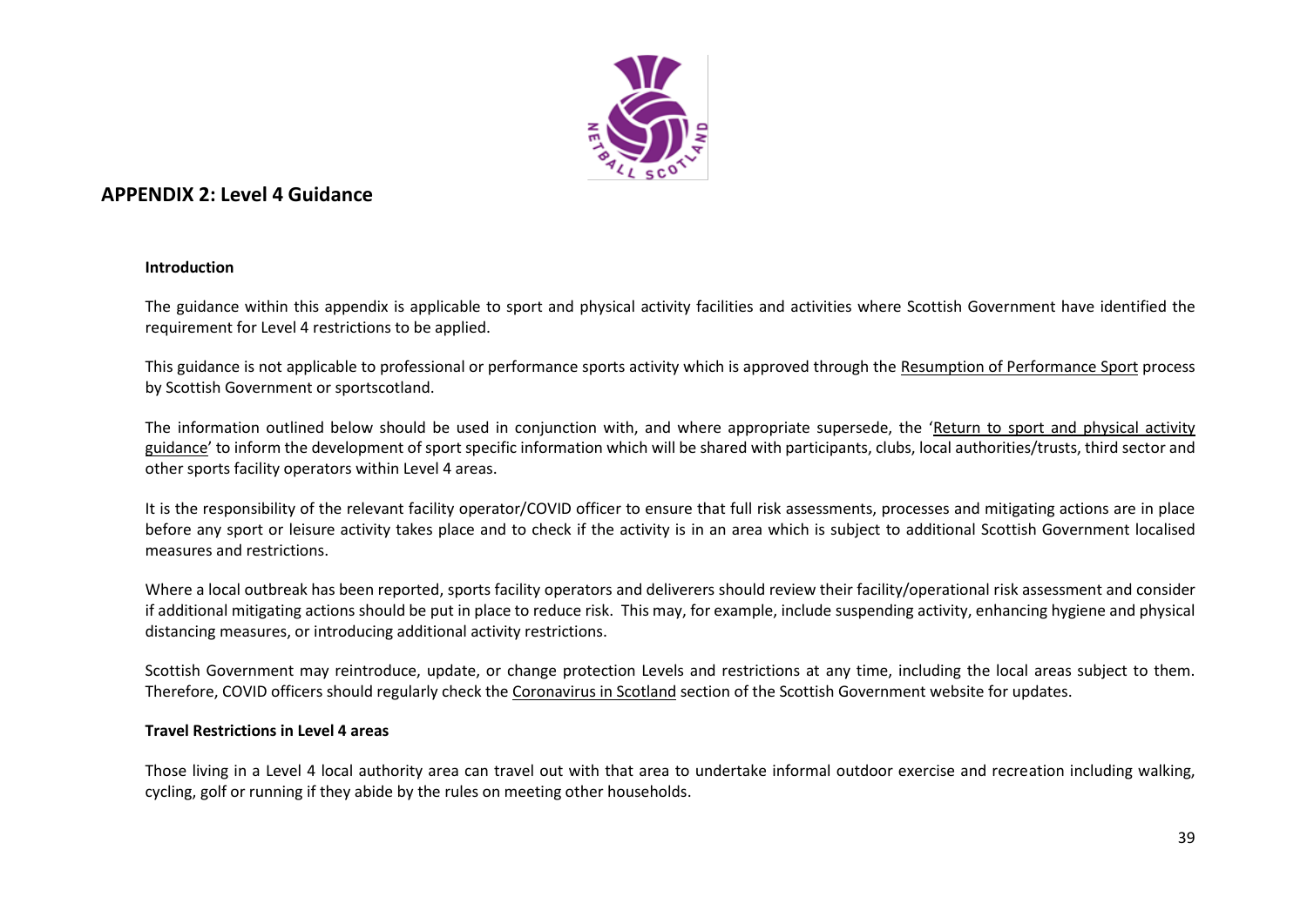## APPENDIX 2: Level 4 Guidance

**Introduction**

The guidance within this appendix is applicable to sport and physical activity facilities and activities where Scottish Government have identified the requirement for Level 4 restrictions to be applied.

This guidance is not applicable to professional or performance sports activity which is approved through the Resumption of Performance Sport process by Scottish Government or sportscotland.

The information outlined below should be used in conjunction with, and where appropriate supersede, the 'Return to sport and physical activity guidance' to inform the development of sport specific information which will be shared with participants, clubs, local authorities/trusts, third sector and other sports facility operators within Level 4 areas.

It is the responsibility of the relevant facility operator/COVID officer to ensure that full risk assessments, processes and mitigating actions are in place before any sport or leisure activity takes place and to check if the activity is in an area which is subject to additional Scottish Government localised measures and restrictions.

Where a local outbreak has been reported, sports facility operators and deliverers should review their facility/operational risk assessment and consider if additional mitigating actions should be put in place to reduce risk. This may, for example, include suspending activity, enhancing hygiene and physical distancing measures, or introducing additional activity restrictions.

Scottish Government may reintroduce, update, or change protection Levels and restrictions at any time, including the local areas subject to them. Therefore, COVID officers should regularly check the Coronavirus in Scotland section of the Scottish Government website for updates.

**Travel Restrictions in Level 4 areas**

Those living in a Level 4 local authority area can travel out with that area to undertake informal outdoor exercise and recreation including walking, cycling, golf or running if they abide by the rules on meeting other households.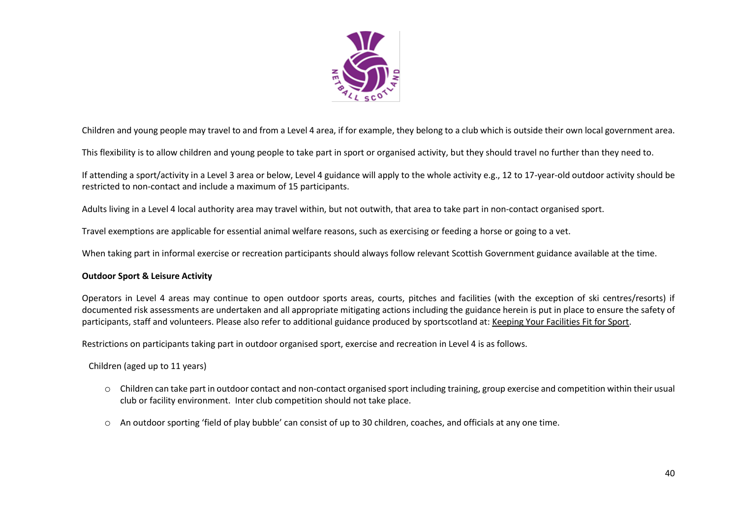Children and young people may travel to and from a Level 4 area, if for example, they belong to a club which is outside their own local government area.

This flexibility is to allow children and young people to take part in sport or organised activity, but they should travel no further than they need to.

If attending a sport/activity in a Level 3 area or below, Level 4 guidance will apply to the whole activity e.g., 12 to 17-year-old outdoor activity should be restricted to non-contact and include a maximum of 15 participants.

Adults living in a Level 4 local authority area may travel within, but not outwith, that area to take part in non-contact organised sport.

Travel exemptions are applicable for essential animal welfare reasons, such as exercising or feeding a horse or going to a vet.

When taking part in informal exercise or recreation participants should always follow relevant Scottish Government guidance available at the time.

**Outdoor Sport & Leisure Activity**

Operators in Level 4 areas may continue to open outdoor sports areas, courts, pitches and facilities (with the exception of ski centres/resorts) if documented risk assessments are undertaken and all appropriate mitigating actions including the guidance herein is put in place to ensure the safety of participants, staff and volunteers. Please also refer to additional guidance produced by sportscotland at: Keeping Your Facilities Fit for Sport.

Restrictions on participants taking part in outdoor organised sport, exercise and recreation in Level 4 is as follows.

Children (aged up to 11 years)

- Children can take part in outdoor contact and non-contact organised sport including training, group exercise and competition within their usual club or facility environment. Inter club competition should not take place.
- An outdoor sporting 'field of play bubble' can consist of up to 30 children, coaches, and officials at any one time.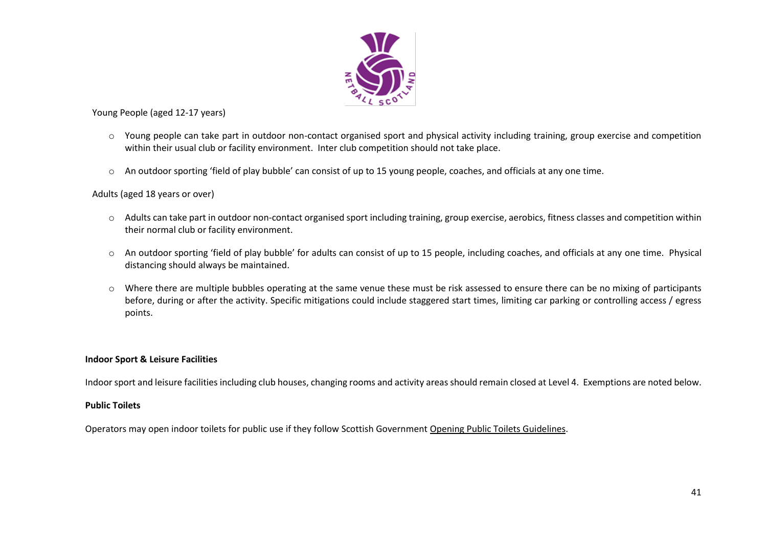Young People (aged 12-17 years)

- Young people can take part in outdoor non-contact organised sport and physical activity including training, group exercise and competition within their usual club or facility environment.  Inter club competition should not take place.

- An outdoor sporting 'field of play bubble' can consist of up to 15 young people, coaches, and officials at any one time.

Adults (aged 18 years or over)

- Adults can take part in outdoor non-contact organised sport including training, group exercise, aerobics, fitness classes and competition within their normal club or facility environment.

- An outdoor sporting 'field of play bubble' for adults can consist of up to 15 people, including coaches, and officials at any one time.  Physical distancing should always be maintained.

- Where there are multiple bubbles operating at the same venue these must be risk assessed to ensure there can be no mixing of participants before, during or after the activity. Specific mitigations could include staggered start times, limiting car parking or controlling access / egress points.

**Indoor Sport & Leisure Facilities**

Indoor sport and leisure facilities including club houses, changing rooms and activity areas should remain closed at Level 4.  Exemptions are noted below.

**Public Toilets**

Operators may open indoor toilets for public use if they follow Scottish Government Opening Public Toilets Guidelines.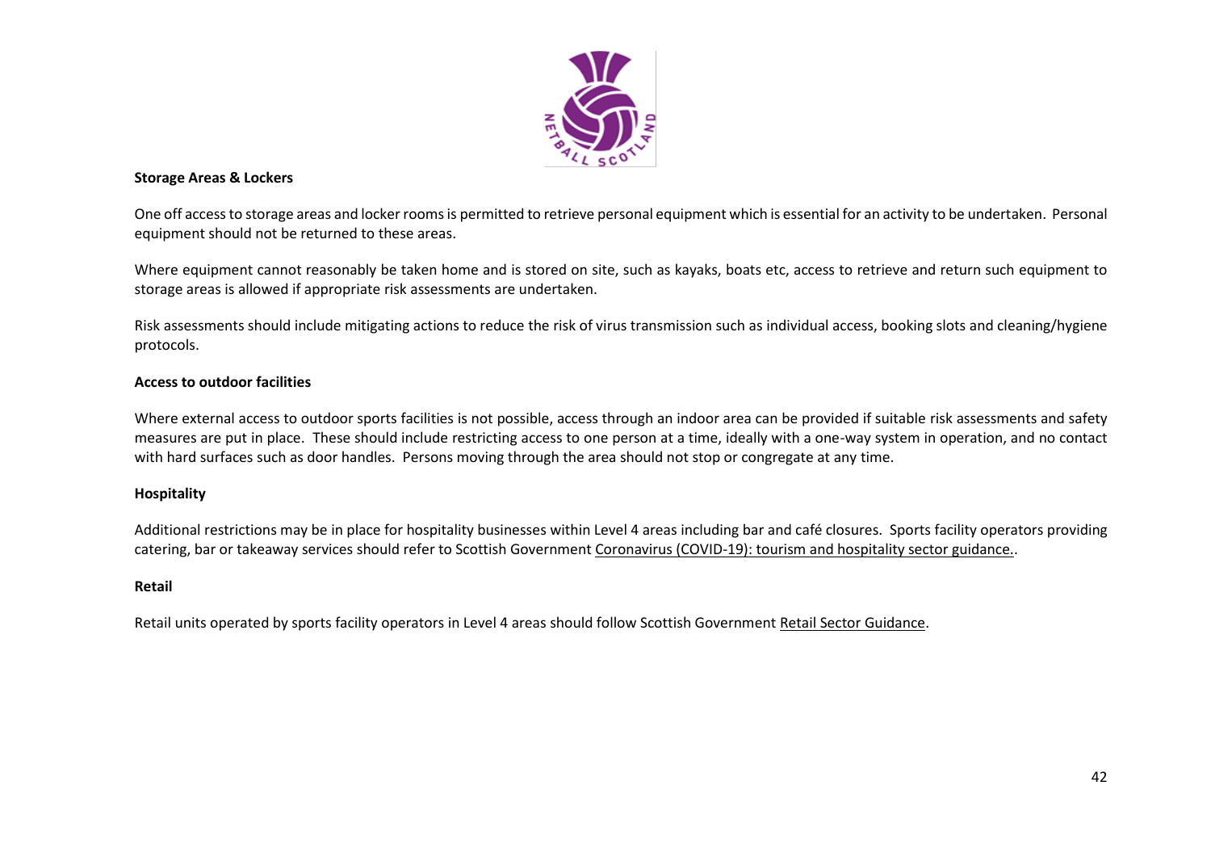**Storage Areas & Lockers**

One off access to storage areas and locker rooms is permitted to retrieve personal equipment which is essential for an activity to be undertaken. Personal equipment should not be returned to these areas.

Where equipment cannot reasonably be taken home and is stored on site, such as kayaks, boats etc, access to retrieve and return such equipment to storage areas is allowed if appropriate risk assessments are undertaken.

Risk assessments should include mitigating actions to reduce the risk of virus transmission such as individual access, booking slots and cleaning/hygiene protocols.

**Access to outdoor facilities**

Where external access to outdoor sports facilities is not possible, access through an indoor area can be provided if suitable risk assessments and safety measures are put in place. These should include restricting access to one person at a time, ideally with a one-way system in operation, and no contact with hard surfaces such as door handles. Persons moving through the area should not stop or congregate at any time.

**Hospitality**

Additional restrictions may be in place for hospitality businesses within Level 4 areas including bar and café closures. Sports facility operators providing catering, bar or takeaway services should refer to Scottish Government Coronavirus (COVID-19): tourism and hospitality sector guidance..

**Retail**

Retail units operated by sports facility operators in Level 4 areas should follow Scottish Government Retail Sector Guidance.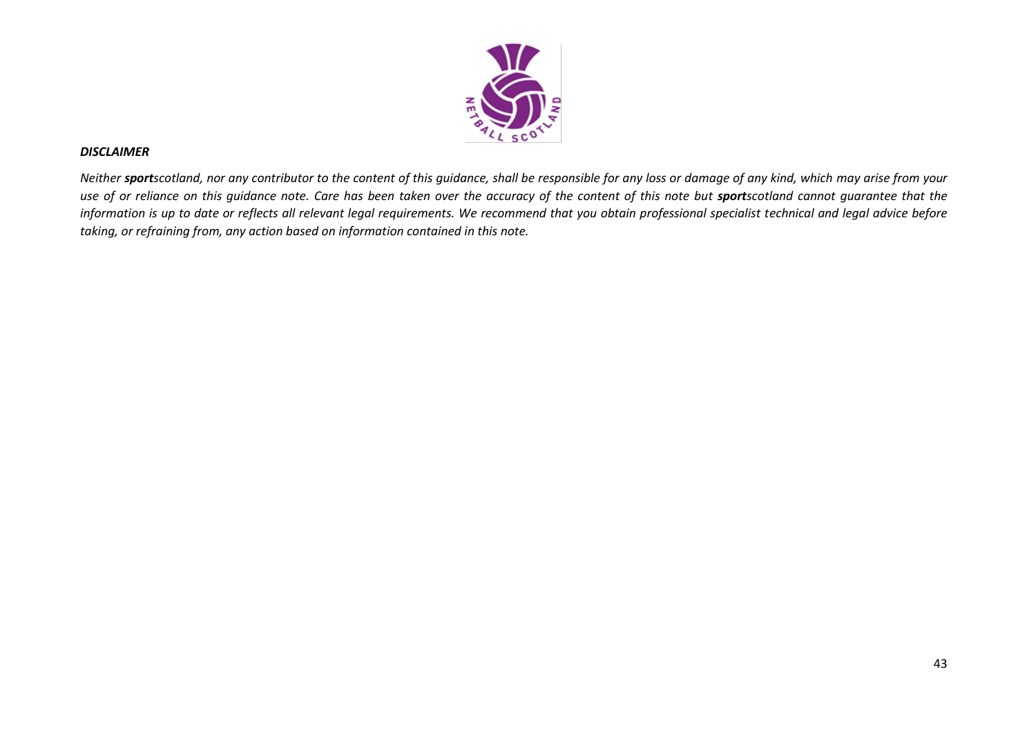***DISCLAIMER***

*Neither **sport**scotland, nor any contributor to the content of this guidance, shall be responsible for any loss or damage of any kind, which may arise from your use of or reliance on this guidance note. Care has been taken over the accuracy of the content of this note but **sport**scotland cannot guarantee that the information is up to date or reflects all relevant legal requirements. We recommend that you obtain professional specialist technical and legal advice before taking, or refraining from, any action based on information contained in this note.*